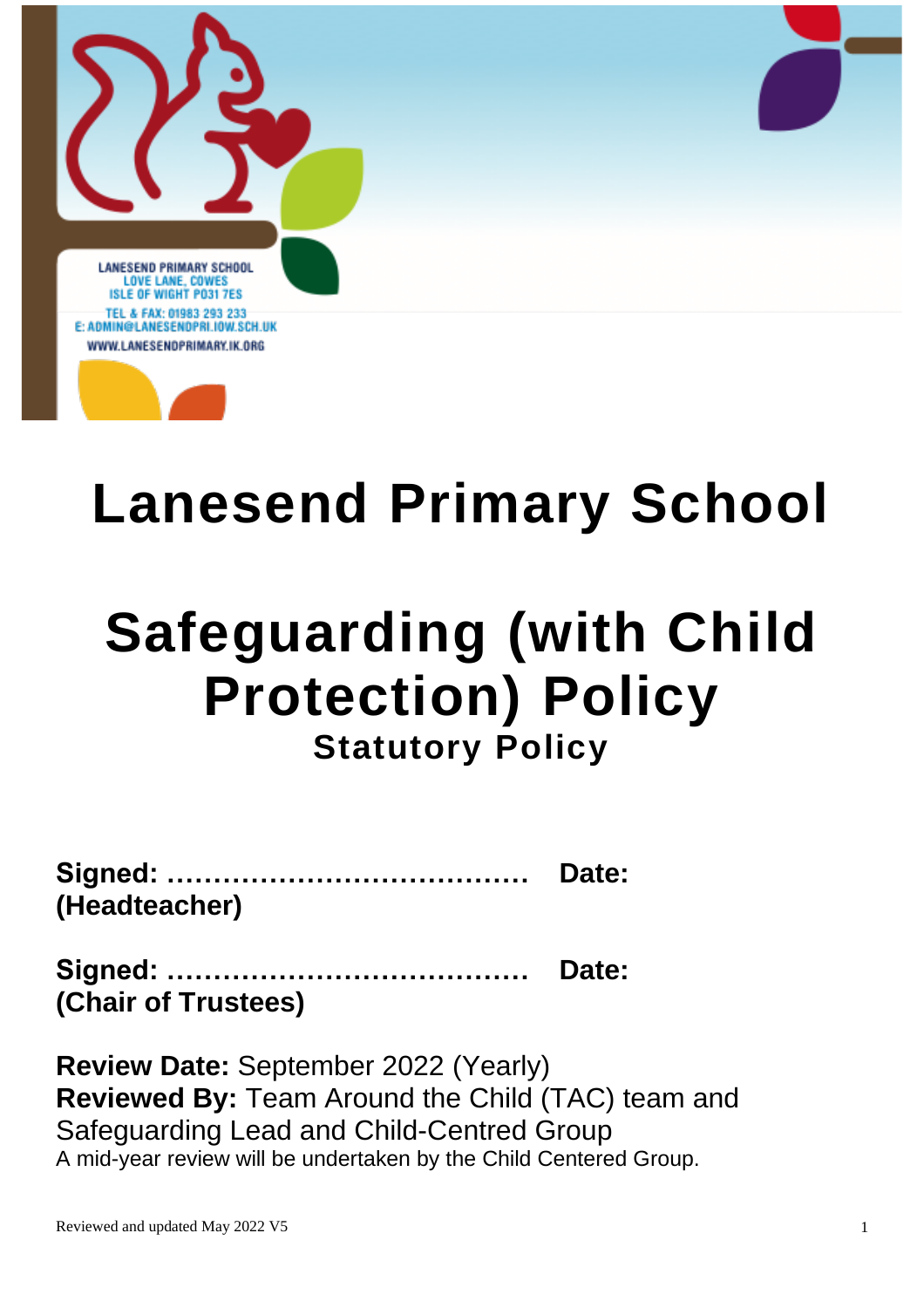LANESEND PRIMARY SCHOOL
LOVE LANE, COWES
ISLE OF WIGHT PO31 7ES
TEL & FAX: 01983 293 233
E: ADMIN@LANESENDPRI.IOW.SCH.UK
WWW.LANESENDPRIMARY.IK.ORG

# Lanesend Primary School

# Safeguarding (with Child Protection) Policy

## Statutory Policy

**Signed: …………………………………… Date:**
**(Headteacher)**

**Signed: …………………………………… Date:**
**(Chair of Trustees)**

**Review Date:** September 2022 (Yearly)
**Reviewed By:** Team Around the Child (TAC) team and Safeguarding Lead and Child-Centred Group
A mid-year review will be undertaken by the Child Centered Group.

Reviewed and updated May 2022 V5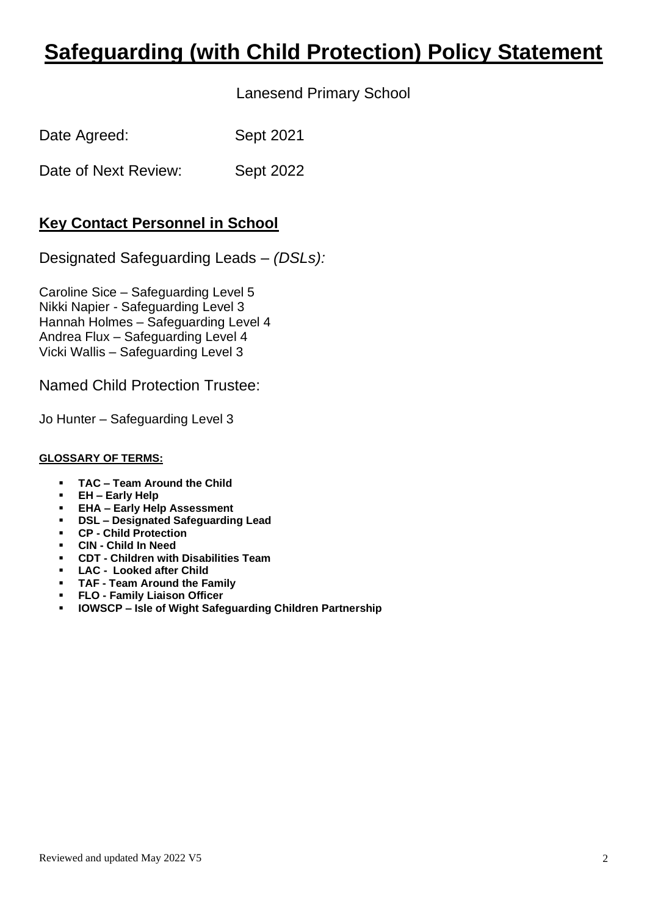# Safeguarding (with Child Protection) Policy Statement

Lanesend Primary School

Date Agreed: Sept 2021

Date of Next Review: Sept 2022

## Key Contact Personnel in School

Designated Safeguarding Leads – *(DSLs):*

Caroline Sice – Safeguarding Level 5
Nikki Napier - Safeguarding Level 3
Hannah Holmes – Safeguarding Level 4
Andrea Flux – Safeguarding Level 4
Vicki Wallis – Safeguarding Level 3

Named Child Protection Trustee:

Jo Hunter – Safeguarding Level 3

**GLOSSARY OF TERMS:**

- **TAC – Team Around the Child**
- **EH – Early Help**
- **EHA – Early Help Assessment**
- **DSL – Designated Safeguarding Lead**
- **CP - Child Protection**
- **CIN - Child In Need**
- **CDT - Children with Disabilities Team**
- **LAC - Looked after Child**
- **TAF - Team Around the Family**
- **FLO - Family Liaison Officer**
- **IOWSCP – Isle of Wight Safeguarding Children Partnership**

Reviewed and updated May 2022 V5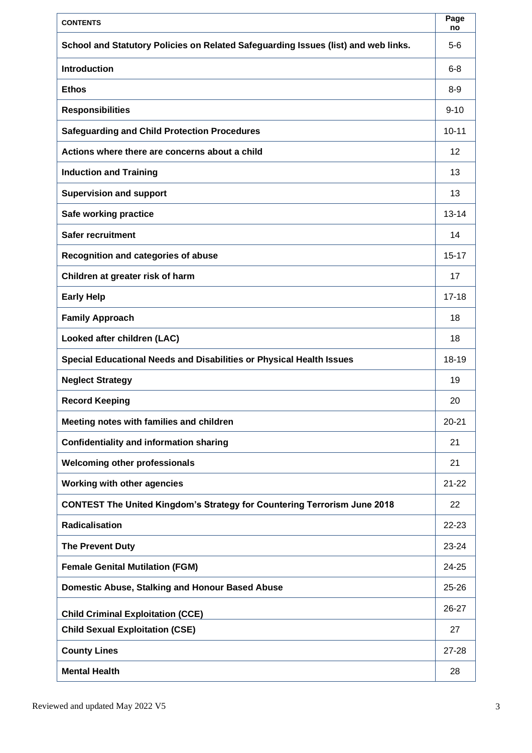| CONTENTS | Page no |
|---|---|
| **School and Statutory Policies on Related Safeguarding Issues (list) and web links.** | 5-6 |
| **Introduction** | 6-8 |
| **Ethos** | 8-9 |
| **Responsibilities** | 9-10 |
| **Safeguarding and Child Protection Procedures** | 10-11 |
| **Actions where there are concerns about a child** | 12 |
| **Induction and Training** | 13 |
| **Supervision and support** | 13 |
| **Safe working practice** | 13-14 |
| **Safer recruitment** | 14 |
| **Recognition and categories of abuse** | 15-17 |
| **Children at greater risk of harm** | 17 |
| **Early Help** | 17-18 |
| **Family Approach** | 18 |
| **Looked after children (LAC)** | 18 |
| **Special Educational Needs and Disabilities or Physical Health Issues** | 18-19 |
| **Neglect Strategy** | 19 |
| **Record Keeping** | 20 |
| **Meeting notes with families and children** | 20-21 |
| **Confidentiality and information sharing** | 21 |
| **Welcoming other professionals** | 21 |
| **Working with other agencies** | 21-22 |
| **CONTEST The United Kingdom's Strategy for Countering Terrorism June 2018** | 22 |
| **Radicalisation** | 22-23 |
| **The Prevent Duty** | 23-24 |
| **Female Genital Mutilation (FGM)** | 24-25 |
| **Domestic Abuse, Stalking and Honour Based Abuse** | 25-26 |
| **Child Criminal Exploitation (CCE)** | 26-27 |
| **Child Sexual Exploitation (CSE)** | 27 |
| **County Lines** | 27-28 |
| **Mental Health** | 28 |

Reviewed and updated May 2022 V5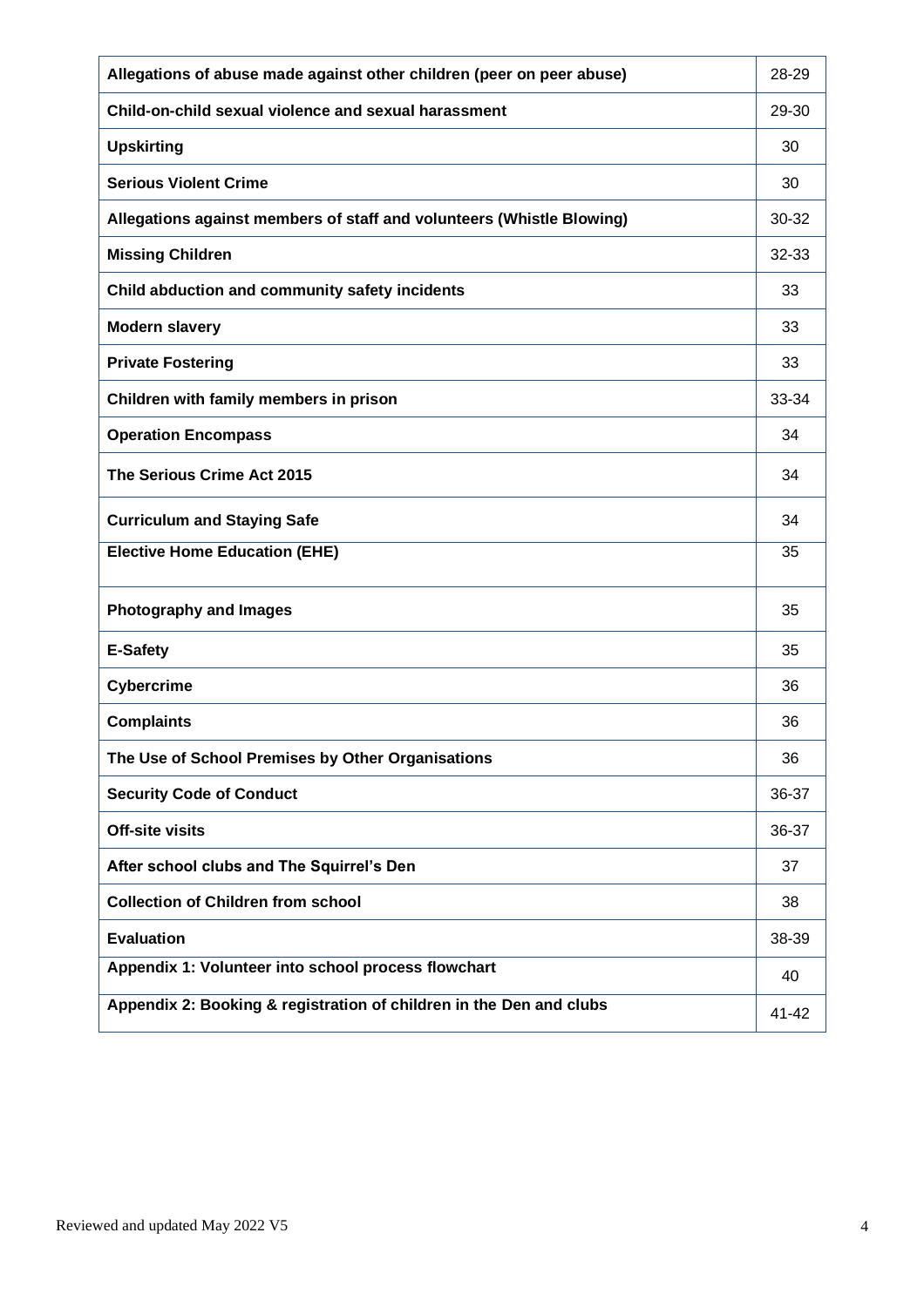| **Allegations of abuse made against other children (peer on peer abuse)** | 28-29 |
|---|---|
| **Child-on-child sexual violence and sexual harassment** | 29-30 |
| **Upskirting** | 30 |
| **Serious Violent Crime** | 30 |
| **Allegations against members of staff and volunteers (Whistle Blowing)** | 30-32 |
| **Missing Children** | 32-33 |
| **Child abduction and community safety incidents** | 33 |
| **Modern slavery** | 33 |
| **Private Fostering** | 33 |
| **Children with family members in prison** | 33-34 |
| **Operation Encompass** | 34 |
| **The Serious Crime Act 2015** | 34 |
| **Curriculum and Staying Safe** | 34 |
| **Elective Home Education (EHE)** | 35 |
| **Photography and Images** | 35 |
| **E-Safety** | 35 |
| **Cybercrime** | 36 |
| **Complaints** | 36 |
| **The Use of School Premises by Other Organisations** | 36 |
| **Security Code of Conduct** | 36-37 |
| **Off-site visits** | 36-37 |
| **After school clubs and The Squirrel's Den** | 37 |
| **Collection of Children from school** | 38 |
| **Evaluation** | 38-39 |
| **Appendix 1: Volunteer into school process flowchart** | 40 |
| **Appendix 2: Booking & registration of children in the Den and clubs** | 41-42 |

Reviewed and updated May 2022 V5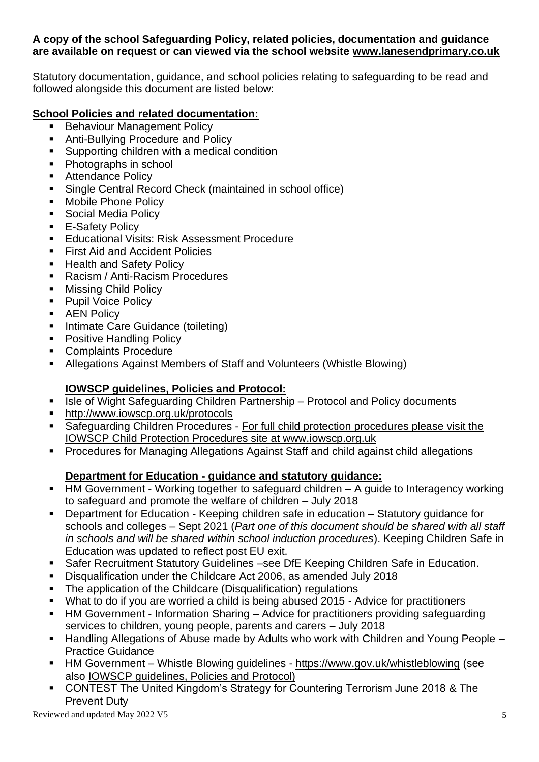**A copy of the school Safeguarding Policy, related policies, documentation and guidance are available on request or can viewed via the school website www.lanesendprimary.co.uk**

Statutory documentation, guidance, and school policies relating to safeguarding to be read and followed alongside this document are listed below:

**School Policies and related documentation:**

- Behaviour Management Policy
- Anti-Bullying Procedure and Policy
- Supporting children with a medical condition
- Photographs in school
- Attendance Policy
- Single Central Record Check (maintained in school office)
- Mobile Phone Policy
- Social Media Policy
- E-Safety Policy
- Educational Visits: Risk Assessment Procedure
- First Aid and Accident Policies
- Health and Safety Policy
- Racism / Anti-Racism Procedures
- Missing Child Policy
- Pupil Voice Policy
- AEN Policy
- Intimate Care Guidance (toileting)
- Positive Handling Policy
- Complaints Procedure
- Allegations Against Members of Staff and Volunteers (Whistle Blowing)

**IOWSCP guidelines, Policies and Protocol:**

- Isle of Wight Safeguarding Children Partnership – Protocol and Policy documents
- http://www.iowscp.org.uk/protocols
- Safeguarding Children Procedures - For full child protection procedures please visit the IOWSCP Child Protection Procedures site at www.iowscp.org.uk
- Procedures for Managing Allegations Against Staff and child against child allegations

**Department for Education - guidance and statutory guidance:**

- HM Government - Working together to safeguard children – A guide to Interagency working to safeguard and promote the welfare of children – July 2018
- Department for Education - Keeping children safe in education – Statutory guidance for schools and colleges – Sept 2021 (*Part one of this document should be shared with all staff in schools and will be shared within school induction procedures*). Keeping Children Safe in Education was updated to reflect post EU exit.
- Safer Recruitment Statutory Guidelines –see DfE Keeping Children Safe in Education.
- Disqualification under the Childcare Act 2006, as amended July 2018
- The application of the Childcare (Disqualification) regulations
- What to do if you are worried a child is being abused 2015 - Advice for practitioners
- HM Government - Information Sharing – Advice for practitioners providing safeguarding services to children, young people, parents and carers – July 2018
- Handling Allegations of Abuse made by Adults who work with Children and Young People – Practice Guidance
- HM Government – Whistle Blowing guidelines - https://www.gov.uk/whistleblowing (see also IOWSCP guidelines, Policies and Protocol)
- CONTEST The United Kingdom's Strategy for Countering Terrorism June 2018 & The Prevent Duty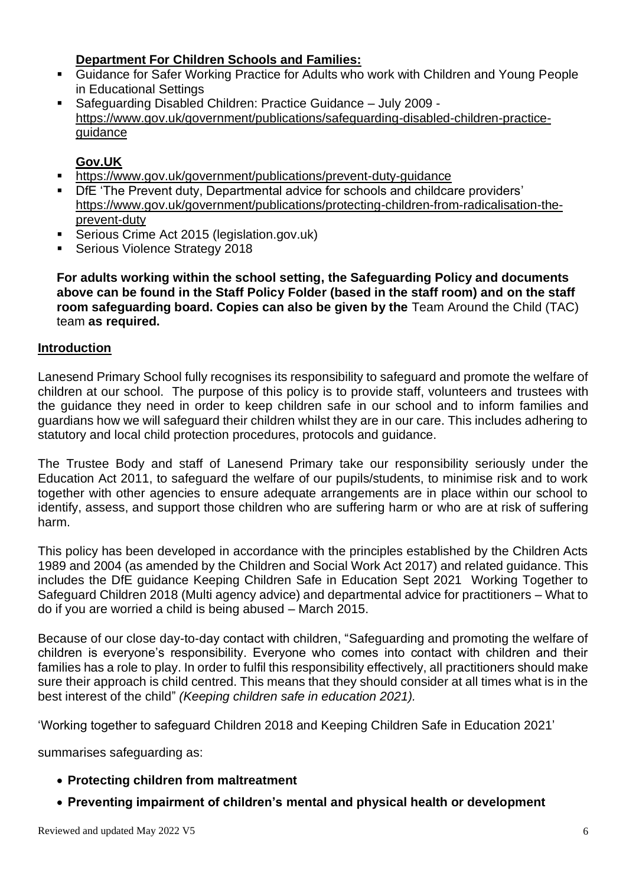**Department For Children Schools and Families:**

- Guidance for Safer Working Practice for Adults who work with Children and Young People in Educational Settings
- Safeguarding Disabled Children: Practice Guidance – July 2009 - https://www.gov.uk/government/publications/safeguarding-disabled-children-practice-guidance

**Gov.UK**

- https://www.gov.uk/government/publications/prevent-duty-guidance
- DfE 'The Prevent duty, Departmental advice for schools and childcare providers' https://www.gov.uk/government/publications/protecting-children-from-radicalisation-the-prevent-duty
- Serious Crime Act 2015 (legislation.gov.uk)
- Serious Violence Strategy 2018

**For adults working within the school setting, the Safeguarding Policy and documents above can be found in the Staff Policy Folder (based in the staff room) and on the staff room safeguarding board. Copies can also be given by the** Team Around the Child (TAC) team **as required.**

## Introduction

Lanesend Primary School fully recognises its responsibility to safeguard and promote the welfare of children at our school. The purpose of this policy is to provide staff, volunteers and trustees with the guidance they need in order to keep children safe in our school and to inform families and guardians how we will safeguard their children whilst they are in our care. This includes adhering to statutory and local child protection procedures, protocols and guidance.

The Trustee Body and staff of Lanesend Primary take our responsibility seriously under the Education Act 2011, to safeguard the welfare of our pupils/students, to minimise risk and to work together with other agencies to ensure adequate arrangements are in place within our school to identify, assess, and support those children who are suffering harm or who are at risk of suffering harm.

This policy has been developed in accordance with the principles established by the Children Acts 1989 and 2004 (as amended by the Children and Social Work Act 2017) and related guidance. This includes the DfE guidance Keeping Children Safe in Education Sept 2021 Working Together to Safeguard Children 2018 (Multi agency advice) and departmental advice for practitioners – What to do if you are worried a child is being abused – March 2015.

Because of our close day-to-day contact with children, "Safeguarding and promoting the welfare of children is everyone's responsibility. Everyone who comes into contact with children and their families has a role to play. In order to fulfil this responsibility effectively, all practitioners should make sure their approach is child centred. This means that they should consider at all times what is in the best interest of the child" *(Keeping children safe in education 2021).*

'Working together to safeguard Children 2018 and Keeping Children Safe in Education 2021'

summarises safeguarding as:

- **Protecting children from maltreatment**
- **Preventing impairment of children's mental and physical health or development**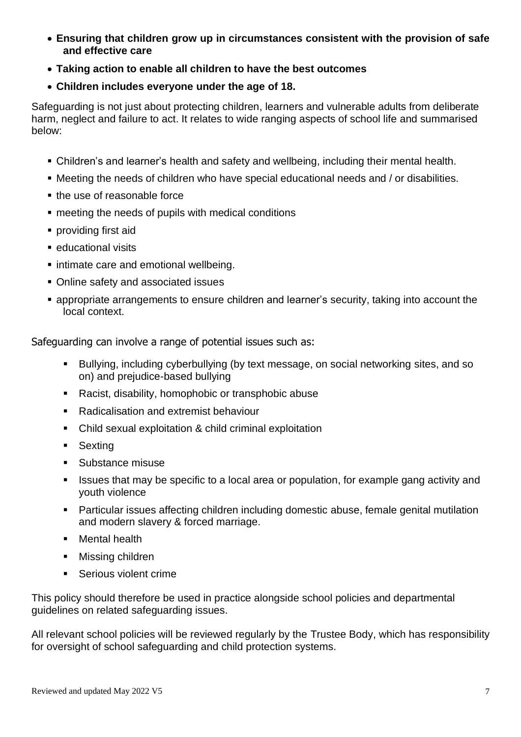- **Ensuring that children grow up in circumstances consistent with the provision of safe and effective care**
- **Taking action to enable all children to have the best outcomes**
- **Children includes everyone under the age of 18.**

Safeguarding is not just about protecting children, learners and vulnerable adults from deliberate harm, neglect and failure to act. It relates to wide ranging aspects of school life and summarised below:

- Children's and learner's health and safety and wellbeing, including their mental health.
- Meeting the needs of children who have special educational needs and / or disabilities.
- the use of reasonable force
- meeting the needs of pupils with medical conditions
- providing first aid
- educational visits
- intimate care and emotional wellbeing.
- Online safety and associated issues
- appropriate arrangements to ensure children and learner's security, taking into account the local context.

Safeguarding can involve a range of potential issues such as:

- Bullying, including cyberbullying (by text message, on social networking sites, and so on) and prejudice-based bullying
- Racist, disability, homophobic or transphobic abuse
- Radicalisation and extremist behaviour
- Child sexual exploitation & child criminal exploitation
- Sexting
- Substance misuse
- Issues that may be specific to a local area or population, for example gang activity and youth violence
- Particular issues affecting children including domestic abuse, female genital mutilation and modern slavery & forced marriage.
- Mental health
- Missing children
- Serious violent crime

This policy should therefore be used in practice alongside school policies and departmental guidelines on related safeguarding issues.

All relevant school policies will be reviewed regularly by the Trustee Body, which has responsibility for oversight of school safeguarding and child protection systems.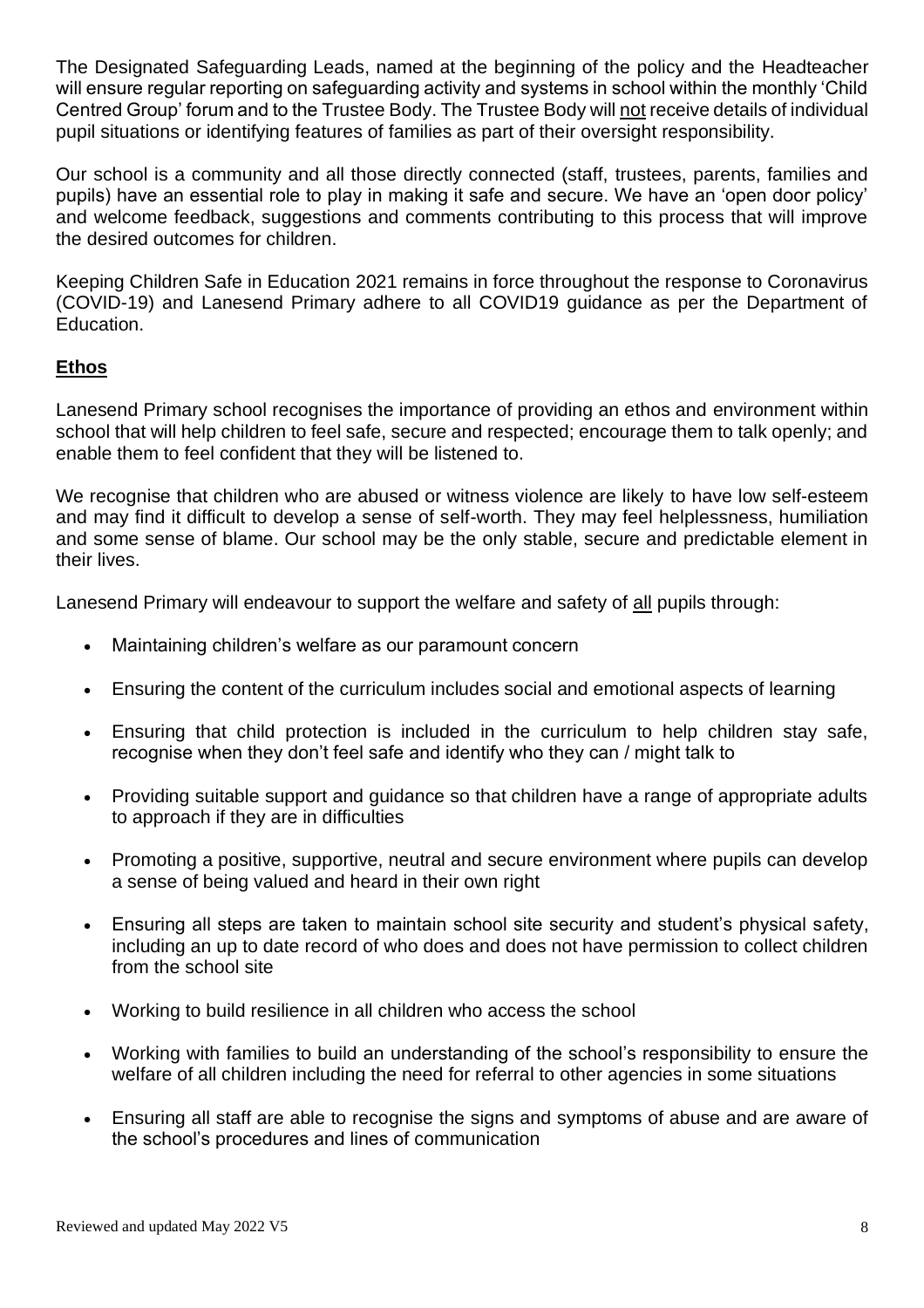The Designated Safeguarding Leads, named at the beginning of the policy and the Headteacher will ensure regular reporting on safeguarding activity and systems in school within the monthly 'Child Centred Group' forum and to the Trustee Body. The Trustee Body will not receive details of individual pupil situations or identifying features of families as part of their oversight responsibility.

Our school is a community and all those directly connected (staff, trustees, parents, families and pupils) have an essential role to play in making it safe and secure. We have an 'open door policy' and welcome feedback, suggestions and comments contributing to this process that will improve the desired outcomes for children.

Keeping Children Safe in Education 2021 remains in force throughout the response to Coronavirus (COVID-19) and Lanesend Primary adhere to all COVID19 guidance as per the Department of Education.

## Ethos

Lanesend Primary school recognises the importance of providing an ethos and environment within school that will help children to feel safe, secure and respected; encourage them to talk openly; and enable them to feel confident that they will be listened to.

We recognise that children who are abused or witness violence are likely to have low self-esteem and may find it difficult to develop a sense of self-worth. They may feel helplessness, humiliation and some sense of blame. Our school may be the only stable, secure and predictable element in their lives.

Lanesend Primary will endeavour to support the welfare and safety of all pupils through:

- Maintaining children's welfare as our paramount concern
- Ensuring the content of the curriculum includes social and emotional aspects of learning
- Ensuring that child protection is included in the curriculum to help children stay safe, recognise when they don't feel safe and identify who they can / might talk to
- Providing suitable support and guidance so that children have a range of appropriate adults to approach if they are in difficulties
- Promoting a positive, supportive, neutral and secure environment where pupils can develop a sense of being valued and heard in their own right
- Ensuring all steps are taken to maintain school site security and student's physical safety, including an up to date record of who does and does not have permission to collect children from the school site
- Working to build resilience in all children who access the school
- Working with families to build an understanding of the school's responsibility to ensure the welfare of all children including the need for referral to other agencies in some situations
- Ensuring all staff are able to recognise the signs and symptoms of abuse and are aware of the school's procedures and lines of communication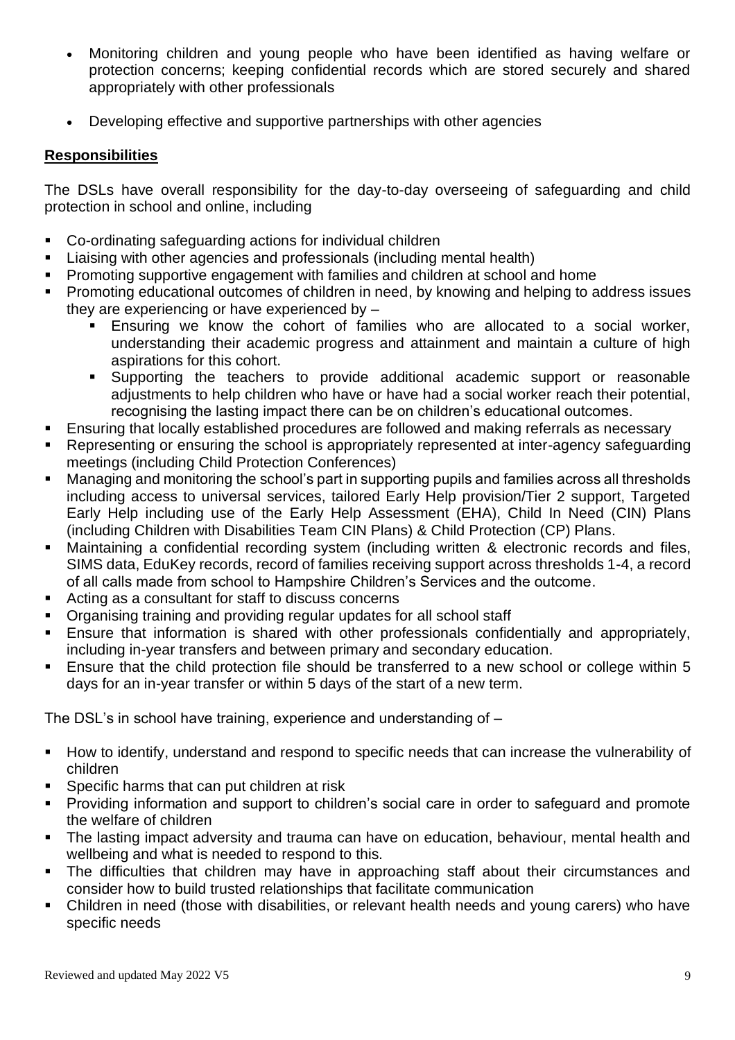- Monitoring children and young people who have been identified as having welfare or protection concerns; keeping confidential records which are stored securely and shared appropriately with other professionals

- Developing effective and supportive partnerships with other agencies

## **Responsibilities**

The DSLs have overall responsibility for the day-to-day overseeing of safeguarding and child protection in school and online, including

- Co-ordinating safeguarding actions for individual children
- Liaising with other agencies and professionals (including mental health)
- Promoting supportive engagement with families and children at school and home
- Promoting educational outcomes of children in need, by knowing and helping to address issues they are experiencing or have experienced by –
  - Ensuring we know the cohort of families who are allocated to a social worker, understanding their academic progress and attainment and maintain a culture of high aspirations for this cohort.
  - Supporting the teachers to provide additional academic support or reasonable adjustments to help children who have or have had a social worker reach their potential, recognising the lasting impact there can be on children's educational outcomes.
- Ensuring that locally established procedures are followed and making referrals as necessary
- Representing or ensuring the school is appropriately represented at inter-agency safeguarding meetings (including Child Protection Conferences)
- Managing and monitoring the school's part in supporting pupils and families across all thresholds including access to universal services, tailored Early Help provision/Tier 2 support, Targeted Early Help including use of the Early Help Assessment (EHA), Child In Need (CIN) Plans (including Children with Disabilities Team CIN Plans) & Child Protection (CP) Plans.
- Maintaining a confidential recording system (including written & electronic records and files, SIMS data, EduKey records, record of families receiving support across thresholds 1-4, a record of all calls made from school to Hampshire Children's Services and the outcome.
- Acting as a consultant for staff to discuss concerns
- Organising training and providing regular updates for all school staff
- Ensure that information is shared with other professionals confidentially and appropriately, including in-year transfers and between primary and secondary education.
- Ensure that the child protection file should be transferred to a new school or college within 5 days for an in-year transfer or within 5 days of the start of a new term.

The DSL's in school have training, experience and understanding of –

- How to identify, understand and respond to specific needs that can increase the vulnerability of children
- Specific harms that can put children at risk
- Providing information and support to children's social care in order to safeguard and promote the welfare of children
- The lasting impact adversity and trauma can have on education, behaviour, mental health and wellbeing and what is needed to respond to this.
- The difficulties that children may have in approaching staff about their circumstances and consider how to build trusted relationships that facilitate communication
- Children in need (those with disabilities, or relevant health needs and young carers) who have specific needs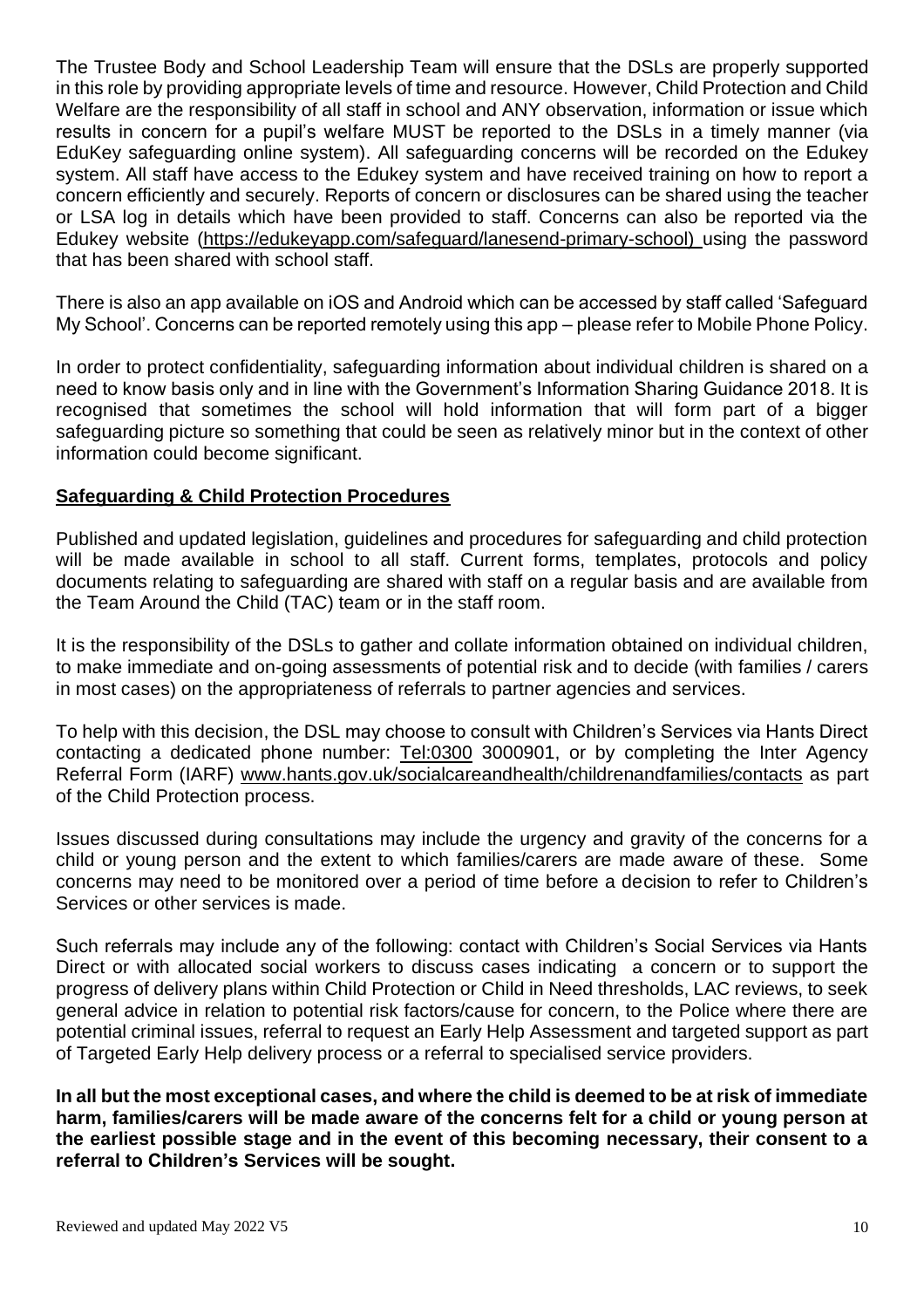The Trustee Body and School Leadership Team will ensure that the DSLs are properly supported in this role by providing appropriate levels of time and resource. However, Child Protection and Child Welfare are the responsibility of all staff in school and ANY observation, information or issue which results in concern for a pupil's welfare MUST be reported to the DSLs in a timely manner (via EduKey safeguarding online system). All safeguarding concerns will be recorded on the Edukey system. All staff have access to the Edukey system and have received training on how to report a concern efficiently and securely. Reports of concern or disclosures can be shared using the teacher or LSA log in details which have been provided to staff. Concerns can also be reported via the Edukey website (https://edukeyapp.com/safeguard/lanesend-primary-school) using the password that has been shared with school staff.

There is also an app available on iOS and Android which can be accessed by staff called 'Safeguard My School'. Concerns can be reported remotely using this app – please refer to Mobile Phone Policy.

In order to protect confidentiality, safeguarding information about individual children is shared on a need to know basis only and in line with the Government's Information Sharing Guidance 2018. It is recognised that sometimes the school will hold information that will form part of a bigger safeguarding picture so something that could be seen as relatively minor but in the context of other information could become significant.

## **Safeguarding & Child Protection Procedures**

Published and updated legislation, guidelines and procedures for safeguarding and child protection will be made available in school to all staff. Current forms, templates, protocols and policy documents relating to safeguarding are shared with staff on a regular basis and are available from the Team Around the Child (TAC) team or in the staff room.

It is the responsibility of the DSLs to gather and collate information obtained on individual children, to make immediate and on-going assessments of potential risk and to decide (with families / carers in most cases) on the appropriateness of referrals to partner agencies and services.

To help with this decision, the DSL may choose to consult with Children's Services via Hants Direct contacting a dedicated phone number: Tel:0300 3000901, or by completing the Inter Agency Referral Form (IARF) www.hants.gov.uk/socialcareandhealth/childrenandfamilies/contacts as part of the Child Protection process.

Issues discussed during consultations may include the urgency and gravity of the concerns for a child or young person and the extent to which families/carers are made aware of these. Some concerns may need to be monitored over a period of time before a decision to refer to Children's Services or other services is made.

Such referrals may include any of the following: contact with Children's Social Services via Hants Direct or with allocated social workers to discuss cases indicating a concern or to support the progress of delivery plans within Child Protection or Child in Need thresholds, LAC reviews, to seek general advice in relation to potential risk factors/cause for concern, to the Police where there are potential criminal issues, referral to request an Early Help Assessment and targeted support as part of Targeted Early Help delivery process or a referral to specialised service providers.

**In all but the most exceptional cases, and where the child is deemed to be at risk of immediate harm, families/carers will be made aware of the concerns felt for a child or young person at the earliest possible stage and in the event of this becoming necessary, their consent to a referral to Children's Services will be sought.**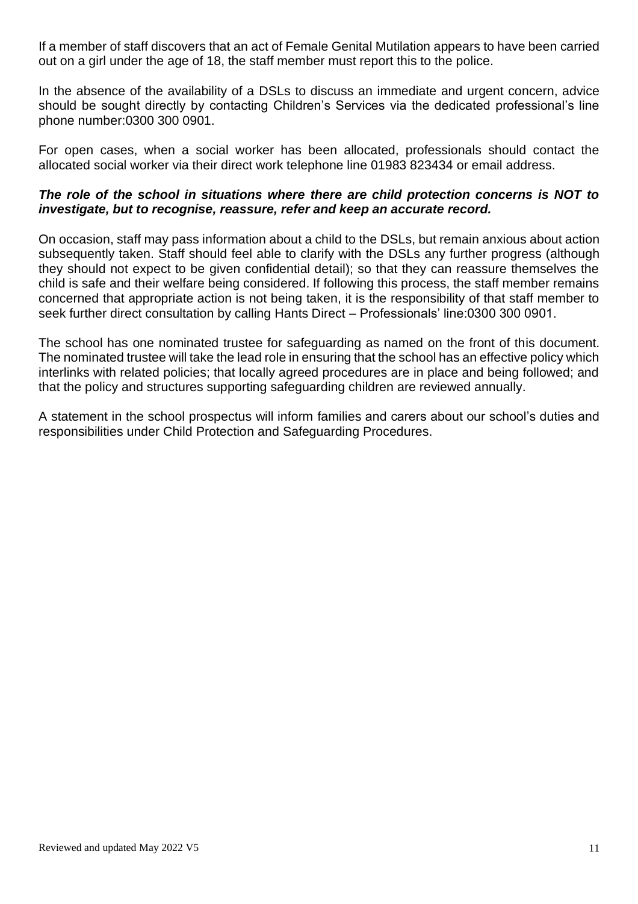If a member of staff discovers that an act of Female Genital Mutilation appears to have been carried out on a girl under the age of 18, the staff member must report this to the police.

In the absence of the availability of a DSLs to discuss an immediate and urgent concern, advice should be sought directly by contacting Children's Services via the dedicated professional's line phone number:0300 300 0901.

For open cases, when a social worker has been allocated, professionals should contact the allocated social worker via their direct work telephone line 01983 823434 or email address.

***The role of the school in situations where there are child protection concerns is NOT to investigate, but to recognise, reassure, refer and keep an accurate record.***

On occasion, staff may pass information about a child to the DSLs, but remain anxious about action subsequently taken. Staff should feel able to clarify with the DSLs any further progress (although they should not expect to be given confidential detail); so that they can reassure themselves the child is safe and their welfare being considered. If following this process, the staff member remains concerned that appropriate action is not being taken, it is the responsibility of that staff member to seek further direct consultation by calling Hants Direct – Professionals' line:0300 300 0901.

The school has one nominated trustee for safeguarding as named on the front of this document. The nominated trustee will take the lead role in ensuring that the school has an effective policy which interlinks with related policies; that locally agreed procedures are in place and being followed; and that the policy and structures supporting safeguarding children are reviewed annually.

A statement in the school prospectus will inform families and carers about our school's duties and responsibilities under Child Protection and Safeguarding Procedures.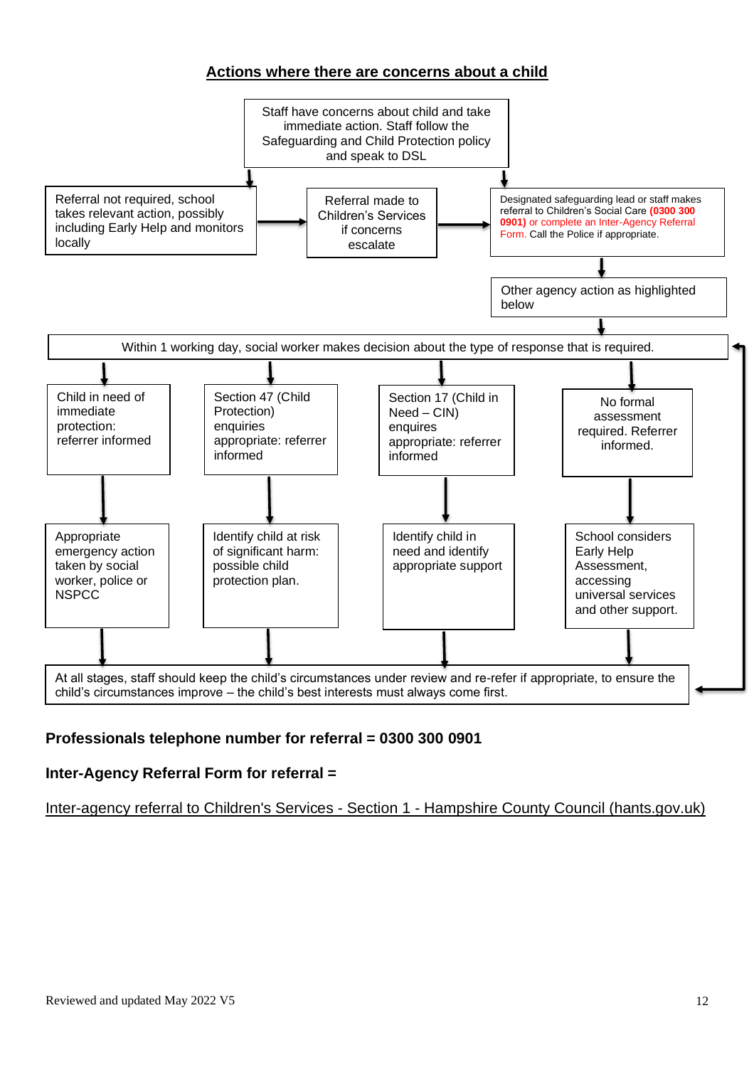## Actions where there are concerns about a child

Staff have concerns about child and take immediate action. Staff follow the Safeguarding and Child Protection policy and speak to DSL

Referral not required, school takes relevant action, possibly including Early Help and monitors locally

Referral made to Children's Services if concerns escalate

Designated safeguarding lead or staff makes referral to Children's Social Care **(0300 300 0901)** or complete an Inter-Agency Referral Form. Call the Police if appropriate.

Other agency action as highlighted below

Within 1 working day, social worker makes decision about the type of response that is required.

Child in need of immediate protection: referrer informed

Section 47 (Child Protection) enquiries appropriate: referrer informed

Section 17 (Child in Need – CIN) enquires appropriate: referrer informed

No formal assessment required. Referrer informed.

Appropriate emergency action taken by social worker, police or NSPCC

Identify child at risk of significant harm: possible child protection plan.

Identify child in need and identify appropriate support

School considers Early Help Assessment, accessing universal services and other support.

At all stages, staff should keep the child's circumstances under review and re-refer if appropriate, to ensure the child's circumstances improve – the child's best interests must always come first.

**Professionals telephone number for referral = 0300 300 0901**

**Inter-Agency Referral Form for referral =**

Inter-agency referral to Children's Services - Section 1 - Hampshire County Council (hants.gov.uk)

Reviewed and updated May 2022 V5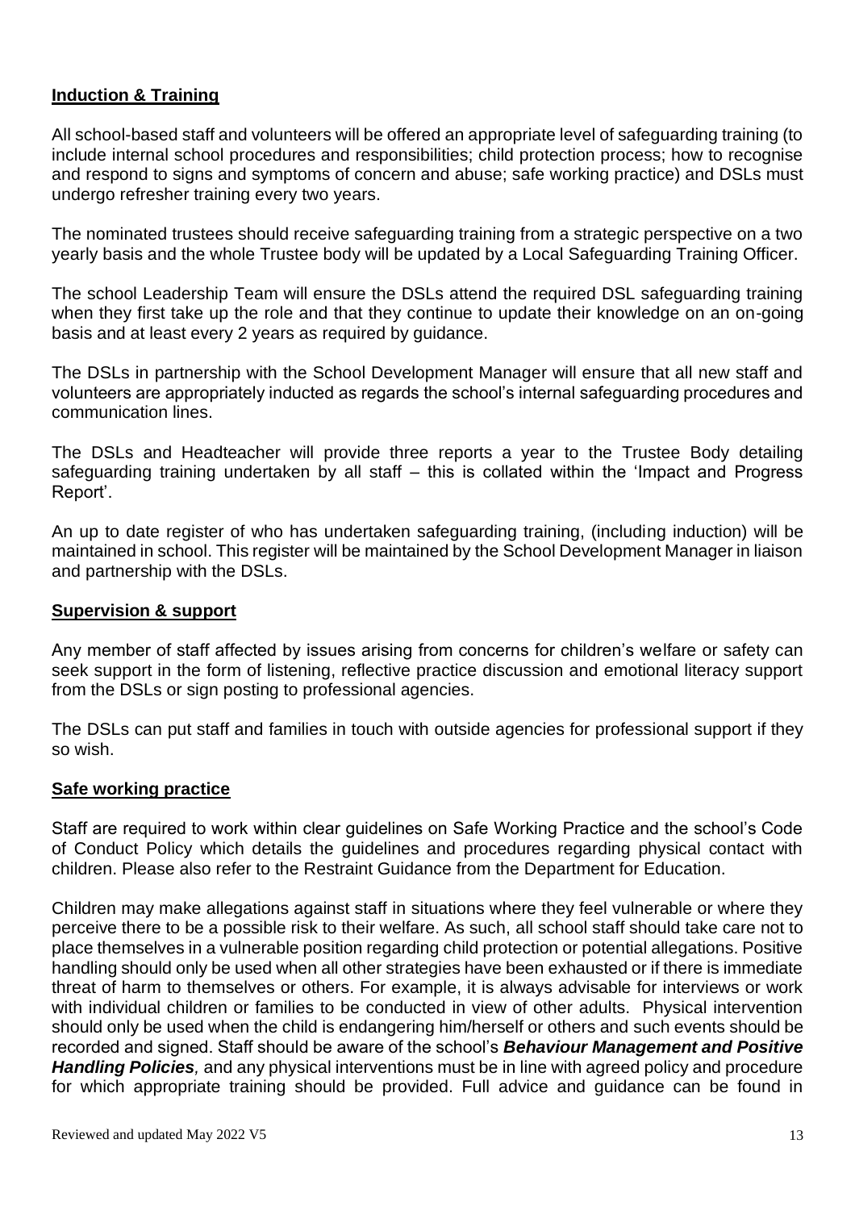## Induction & Training

All school-based staff and volunteers will be offered an appropriate level of safeguarding training (to include internal school procedures and responsibilities; child protection process; how to recognise and respond to signs and symptoms of concern and abuse; safe working practice) and DSLs must undergo refresher training every two years.

The nominated trustees should receive safeguarding training from a strategic perspective on a two yearly basis and the whole Trustee body will be updated by a Local Safeguarding Training Officer.

The school Leadership Team will ensure the DSLs attend the required DSL safeguarding training when they first take up the role and that they continue to update their knowledge on an on-going basis and at least every 2 years as required by guidance.

The DSLs in partnership with the School Development Manager will ensure that all new staff and volunteers are appropriately inducted as regards the school's internal safeguarding procedures and communication lines.

The DSLs and Headteacher will provide three reports a year to the Trustee Body detailing safeguarding training undertaken by all staff – this is collated within the 'Impact and Progress Report'.

An up to date register of who has undertaken safeguarding training, (including induction) will be maintained in school. This register will be maintained by the School Development Manager in liaison and partnership with the DSLs.

## Supervision & support

Any member of staff affected by issues arising from concerns for children's welfare or safety can seek support in the form of listening, reflective practice discussion and emotional literacy support from the DSLs or sign posting to professional agencies.

The DSLs can put staff and families in touch with outside agencies for professional support if they so wish.

## Safe working practice

Staff are required to work within clear guidelines on Safe Working Practice and the school's Code of Conduct Policy which details the guidelines and procedures regarding physical contact with children. Please also refer to the Restraint Guidance from the Department for Education.

Children may make allegations against staff in situations where they feel vulnerable or where they perceive there to be a possible risk to their welfare. As such, all school staff should take care not to place themselves in a vulnerable position regarding child protection or potential allegations. Positive handling should only be used when all other strategies have been exhausted or if there is immediate threat of harm to themselves or others. For example, it is always advisable for interviews or work with individual children or families to be conducted in view of other adults. Physical intervention should only be used when the child is endangering him/herself or others and such events should be recorded and signed. Staff should be aware of the school's ***Behaviour Management and Positive Handling Policies****,* and any physical interventions must be in line with agreed policy and procedure for which appropriate training should be provided. Full advice and guidance can be found in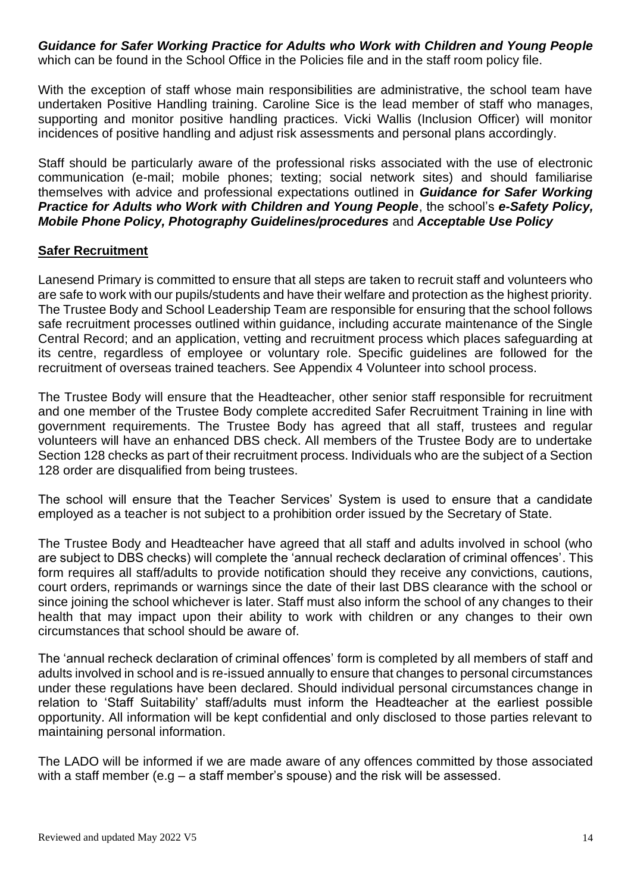***Guidance for Safer Working Practice for Adults who Work with Children and Young People*** which can be found in the School Office in the Policies file and in the staff room policy file.

With the exception of staff whose main responsibilities are administrative, the school team have undertaken Positive Handling training. Caroline Sice is the lead member of staff who manages, supporting and monitor positive handling practices. Vicki Wallis (Inclusion Officer) will monitor incidences of positive handling and adjust risk assessments and personal plans accordingly.

Staff should be particularly aware of the professional risks associated with the use of electronic communication (e-mail; mobile phones; texting; social network sites) and should familiarise themselves with advice and professional expectations outlined in ***Guidance for Safer Working Practice for Adults who Work with Children and Young People***, the school's ***e-Safety Policy, Mobile Phone Policy, Photography Guidelines/procedures*** and ***Acceptable Use Policy***

## Safer Recruitment

Lanesend Primary is committed to ensure that all steps are taken to recruit staff and volunteers who are safe to work with our pupils/students and have their welfare and protection as the highest priority. The Trustee Body and School Leadership Team are responsible for ensuring that the school follows safe recruitment processes outlined within guidance, including accurate maintenance of the Single Central Record; and an application, vetting and recruitment process which places safeguarding at its centre, regardless of employee or voluntary role. Specific guidelines are followed for the recruitment of overseas trained teachers. See Appendix 4 Volunteer into school process.

The Trustee Body will ensure that the Headteacher, other senior staff responsible for recruitment and one member of the Trustee Body complete accredited Safer Recruitment Training in line with government requirements. The Trustee Body has agreed that all staff, trustees and regular volunteers will have an enhanced DBS check. All members of the Trustee Body are to undertake Section 128 checks as part of their recruitment process. Individuals who are the subject of a Section 128 order are disqualified from being trustees.

The school will ensure that the Teacher Services' System is used to ensure that a candidate employed as a teacher is not subject to a prohibition order issued by the Secretary of State.

The Trustee Body and Headteacher have agreed that all staff and adults involved in school (who are subject to DBS checks) will complete the 'annual recheck declaration of criminal offences'. This form requires all staff/adults to provide notification should they receive any convictions, cautions, court orders, reprimands or warnings since the date of their last DBS clearance with the school or since joining the school whichever is later. Staff must also inform the school of any changes to their health that may impact upon their ability to work with children or any changes to their own circumstances that school should be aware of.

The 'annual recheck declaration of criminal offences' form is completed by all members of staff and adults involved in school and is re-issued annually to ensure that changes to personal circumstances under these regulations have been declared. Should individual personal circumstances change in relation to 'Staff Suitability' staff/adults must inform the Headteacher at the earliest possible opportunity. All information will be kept confidential and only disclosed to those parties relevant to maintaining personal information.

The LADO will be informed if we are made aware of any offences committed by those associated with a staff member (e.g – a staff member's spouse) and the risk will be assessed.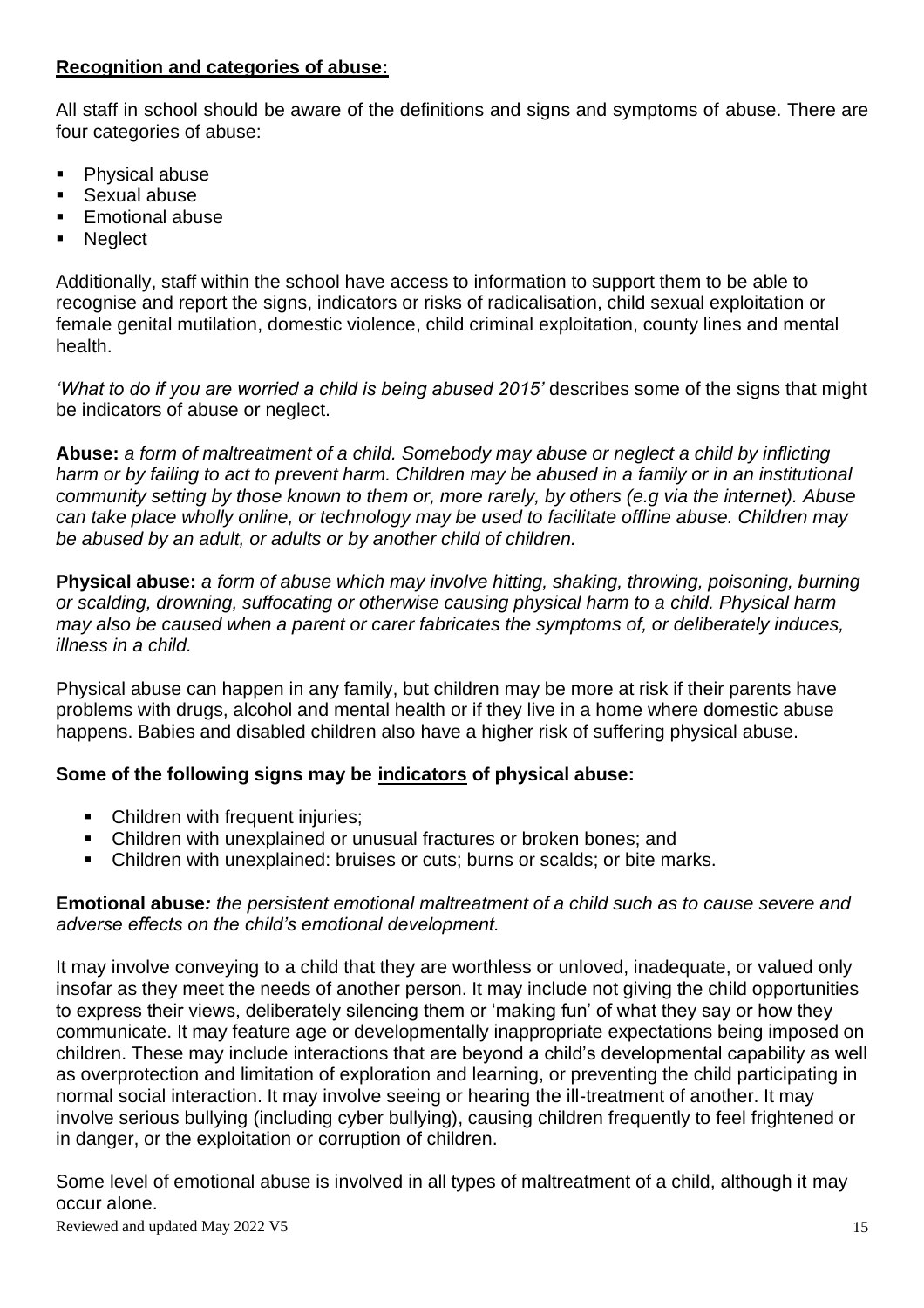**<u>Recognition and categories of abuse:</u>**

All staff in school should be aware of the definitions and signs and symptoms of abuse. There are four categories of abuse:

- Physical abuse
- Sexual abuse
- Emotional abuse
- Neglect

Additionally, staff within the school have access to information to support them to be able to recognise and report the signs, indicators or risks of radicalisation, child sexual exploitation or female genital mutilation, domestic violence, child criminal exploitation, county lines and mental health.

*'What to do if you are worried a child is being abused 2015'* describes some of the signs that might be indicators of abuse or neglect.

**Abuse:** *a form of maltreatment of a child. Somebody may abuse or neglect a child by inflicting harm or by failing to act to prevent harm. Children may be abused in a family or in an institutional community setting by those known to them or, more rarely, by others (e.g via the internet). Abuse can take place wholly online, or technology may be used to facilitate offline abuse. Children may be abused by an adult, or adults or by another child of children.*

**Physical abuse:** *a form of abuse which may involve hitting, shaking, throwing, poisoning, burning or scalding, drowning, suffocating or otherwise causing physical harm to a child. Physical harm may also be caused when a parent or carer fabricates the symptoms of, or deliberately induces, illness in a child.*

Physical abuse can happen in any family, but children may be more at risk if their parents have problems with drugs, alcohol and mental health or if they live in a home where domestic abuse happens. Babies and disabled children also have a higher risk of suffering physical abuse.

**Some of the following signs may be <u>indicators</u> of physical abuse:**

- Children with frequent injuries;
- Children with unexplained or unusual fractures or broken bones; and
- Children with unexplained: bruises or cuts; burns or scalds; or bite marks.

**Emotional abuse***: the persistent emotional maltreatment of a child such as to cause severe and adverse effects on the child's emotional development.*

It may involve conveying to a child that they are worthless or unloved, inadequate, or valued only insofar as they meet the needs of another person. It may include not giving the child opportunities to express their views, deliberately silencing them or 'making fun' of what they say or how they communicate. It may feature age or developmentally inappropriate expectations being imposed on children. These may include interactions that are beyond a child's developmental capability as well as overprotection and limitation of exploration and learning, or preventing the child participating in normal social interaction. It may involve seeing or hearing the ill-treatment of another. It may involve serious bullying (including cyber bullying), causing children frequently to feel frightened or in danger, or the exploitation or corruption of children.

Some level of emotional abuse is involved in all types of maltreatment of a child, although it may occur alone.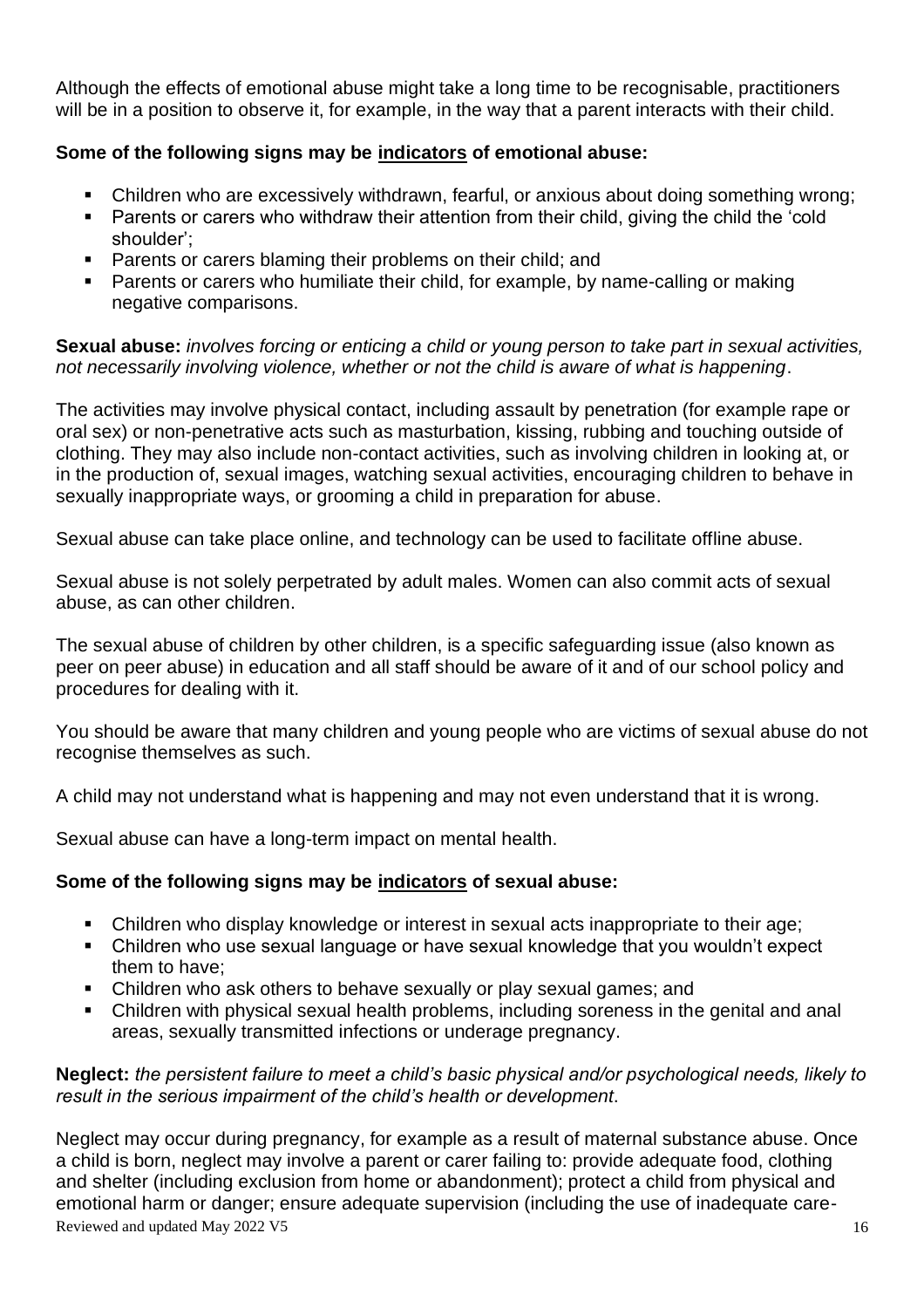Although the effects of emotional abuse might take a long time to be recognisable, practitioners will be in a position to observe it, for example, in the way that a parent interacts with their child.

**Some of the following signs may be <u>indicators</u> of emotional abuse:**

- Children who are excessively withdrawn, fearful, or anxious about doing something wrong;
- Parents or carers who withdraw their attention from their child, giving the child the 'cold shoulder';
- Parents or carers blaming their problems on their child; and
- Parents or carers who humiliate their child, for example, by name-calling or making negative comparisons.

**Sexual abuse:** *involves forcing or enticing a child or young person to take part in sexual activities, not necessarily involving violence, whether or not the child is aware of what is happening*.

The activities may involve physical contact, including assault by penetration (for example rape or oral sex) or non-penetrative acts such as masturbation, kissing, rubbing and touching outside of clothing. They may also include non-contact activities, such as involving children in looking at, or in the production of, sexual images, watching sexual activities, encouraging children to behave in sexually inappropriate ways, or grooming a child in preparation for abuse.

Sexual abuse can take place online, and technology can be used to facilitate offline abuse.

Sexual abuse is not solely perpetrated by adult males. Women can also commit acts of sexual abuse, as can other children.

The sexual abuse of children by other children, is a specific safeguarding issue (also known as peer on peer abuse) in education and all staff should be aware of it and of our school policy and procedures for dealing with it.

You should be aware that many children and young people who are victims of sexual abuse do not recognise themselves as such.

A child may not understand what is happening and may not even understand that it is wrong.

Sexual abuse can have a long-term impact on mental health.

**Some of the following signs may be <u>indicators</u> of sexual abuse:**

- Children who display knowledge or interest in sexual acts inappropriate to their age;
- Children who use sexual language or have sexual knowledge that you wouldn't expect them to have;
- Children who ask others to behave sexually or play sexual games; and
- Children with physical sexual health problems, including soreness in the genital and anal areas, sexually transmitted infections or underage pregnancy.

**Neglect:** *the persistent failure to meet a child's basic physical and/or psychological needs, likely to result in the serious impairment of the child's health or development*.

Neglect may occur during pregnancy, for example as a result of maternal substance abuse. Once a child is born, neglect may involve a parent or carer failing to: provide adequate food, clothing and shelter (including exclusion from home or abandonment); protect a child from physical and emotional harm or danger; ensure adequate supervision (including the use of inadequate care-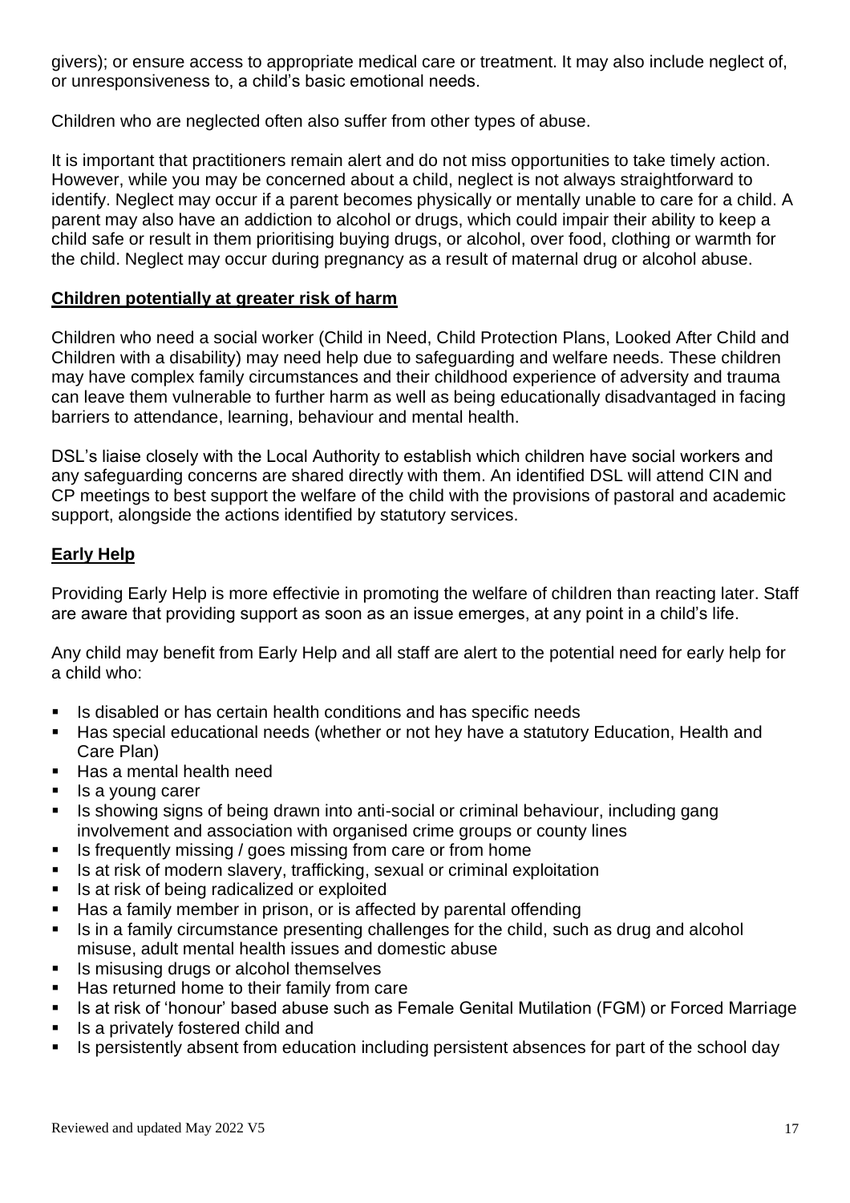givers); or ensure access to appropriate medical care or treatment. It may also include neglect of, or unresponsiveness to, a child's basic emotional needs.

Children who are neglected often also suffer from other types of abuse.

It is important that practitioners remain alert and do not miss opportunities to take timely action. However, while you may be concerned about a child, neglect is not always straightforward to identify. Neglect may occur if a parent becomes physically or mentally unable to care for a child. A parent may also have an addiction to alcohol or drugs, which could impair their ability to keep a child safe or result in them prioritising buying drugs, or alcohol, over food, clothing or warmth for the child. Neglect may occur during pregnancy as a result of maternal drug or alcohol abuse.

## **Children potentially at greater risk of harm**

Children who need a social worker (Child in Need, Child Protection Plans, Looked After Child and Children with a disability) may need help due to safeguarding and welfare needs. These children may have complex family circumstances and their childhood experience of adversity and trauma can leave them vulnerable to further harm as well as being educationally disadvantaged in facing barriers to attendance, learning, behaviour and mental health.

DSL's liaise closely with the Local Authority to establish which children have social workers and any safeguarding concerns are shared directly with them. An identified DSL will attend CIN and CP meetings to best support the welfare of the child with the provisions of pastoral and academic support, alongside the actions identified by statutory services.

## **Early Help**

Providing Early Help is more effectivie in promoting the welfare of children than reacting later. Staff are aware that providing support as soon as an issue emerges, at any point in a child's life.

Any child may benefit from Early Help and all staff are alert to the potential need for early help for a child who:

- Is disabled or has certain health conditions and has specific needs
- Has special educational needs (whether or not hey have a statutory Education, Health and Care Plan)
- Has a mental health need
- Is a young carer
- Is showing signs of being drawn into anti-social or criminal behaviour, including gang involvement and association with organised crime groups or county lines
- Is frequently missing / goes missing from care or from home
- Is at risk of modern slavery, trafficking, sexual or criminal exploitation
- Is at risk of being radicalized or exploited
- Has a family member in prison, or is affected by parental offending
- Is in a family circumstance presenting challenges for the child, such as drug and alcohol misuse, adult mental health issues and domestic abuse
- Is misusing drugs or alcohol themselves
- Has returned home to their family from care
- Is at risk of 'honour' based abuse such as Female Genital Mutilation (FGM) or Forced Marriage
- Is a privately fostered child and
- Is persistently absent from education including persistent absences for part of the school day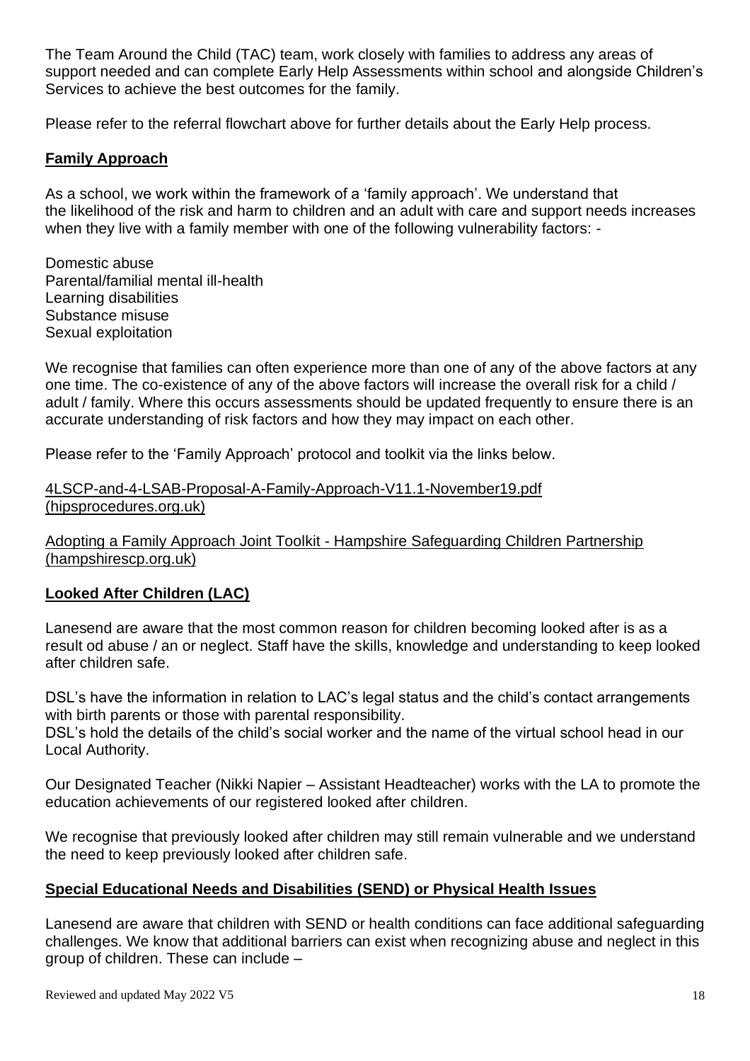The Team Around the Child (TAC) team, work closely with families to address any areas of support needed and can complete Early Help Assessments within school and alongside Children's Services to achieve the best outcomes for the family.

Please refer to the referral flowchart above for further details about the Early Help process.

## Family Approach

As a school, we work within the framework of a 'family approach'. We understand that the likelihood of the risk and harm to children and an adult with care and support needs increases when they live with a family member with one of the following vulnerability factors: -

Domestic abuse
Parental/familial mental ill-health
Learning disabilities
Substance misuse
Sexual exploitation

We recognise that families can often experience more than one of any of the above factors at any one time. The co-existence of any of the above factors will increase the overall risk for a child / adult / family. Where this occurs assessments should be updated frequently to ensure there is an accurate understanding of risk factors and how they may impact on each other.

Please refer to the 'Family Approach' protocol and toolkit via the links below.

4LSCP-and-4-LSAB-Proposal-A-Family-Approach-V11.1-November19.pdf (hipsprocedures.org.uk)

Adopting a Family Approach Joint Toolkit - Hampshire Safeguarding Children Partnership (hampshirescp.org.uk)

## Looked After Children (LAC)

Lanesend are aware that the most common reason for children becoming looked after is as a result od abuse / an or neglect. Staff have the skills, knowledge and understanding to keep looked after children safe.

DSL's have the information in relation to LAC's legal status and the child's contact arrangements with birth parents or those with parental responsibility.
DSL's hold the details of the child's social worker and the name of the virtual school head in our Local Authority.

Our Designated Teacher (Nikki Napier – Assistant Headteacher) works with the LA to promote the education achievements of our registered looked after children.

We recognise that previously looked after children may still remain vulnerable and we understand the need to keep previously looked after children safe.

## Special Educational Needs and Disabilities (SEND) or Physical Health Issues

Lanesend are aware that children with SEND or health conditions can face additional safeguarding challenges. We know that additional barriers can exist when recognizing abuse and neglect in this group of children. These can include –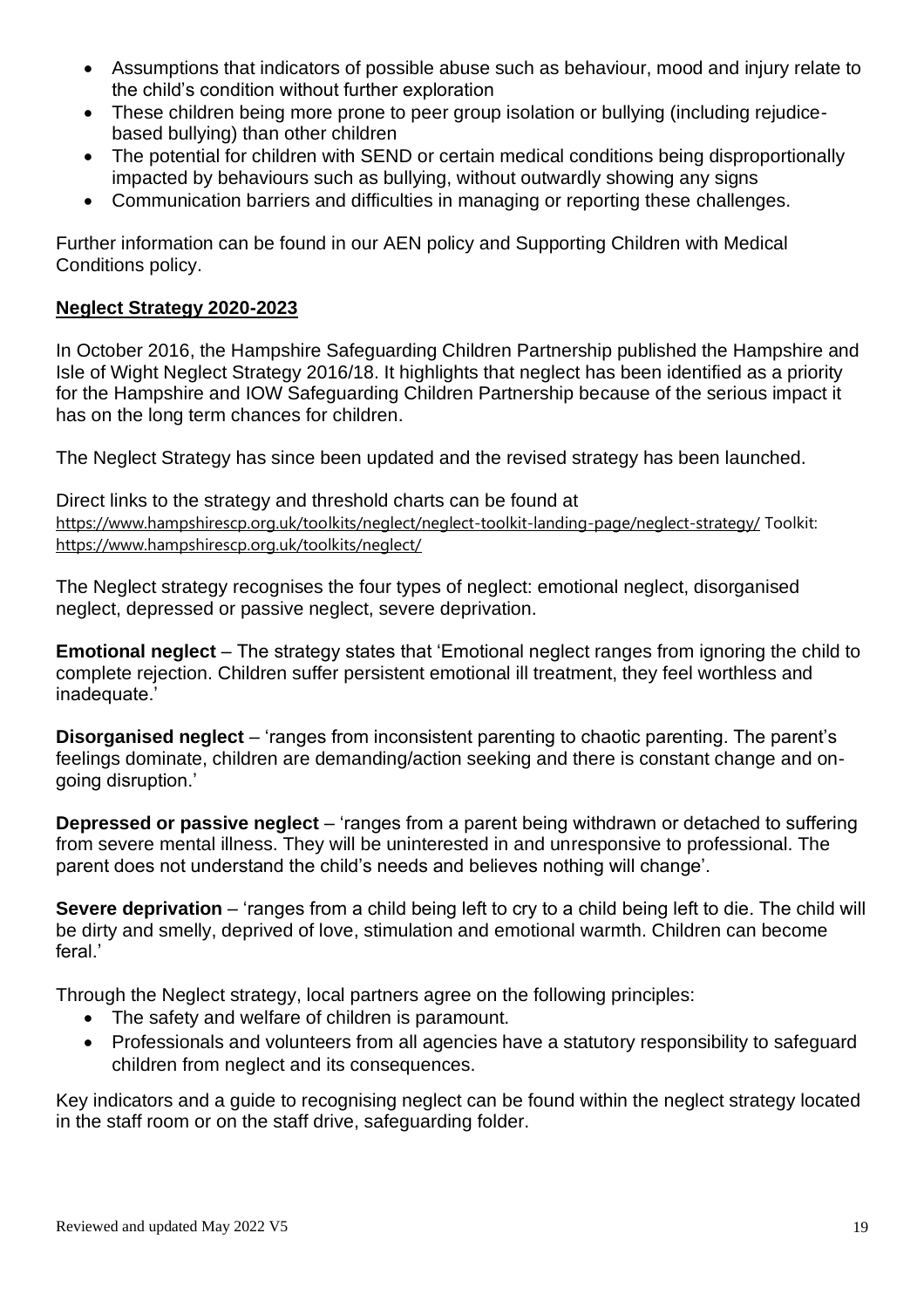- Assumptions that indicators of possible abuse such as behaviour, mood and injury relate to the child's condition without further exploration
- These children being more prone to peer group isolation or bullying (including rejudice-based bullying) than other children
- The potential for children with SEND or certain medical conditions being disproportionally impacted by behaviours such as bullying, without outwardly showing any signs
- Communication barriers and difficulties in managing or reporting these challenges.

Further information can be found in our AEN policy and Supporting Children with Medical Conditions policy.

## Neglect Strategy 2020-2023

In October 2016, the Hampshire Safeguarding Children Partnership published the Hampshire and Isle of Wight Neglect Strategy 2016/18. It highlights that neglect has been identified as a priority for the Hampshire and IOW Safeguarding Children Partnership because of the serious impact it has on the long term chances for children.

The Neglect Strategy has since been updated and the revised strategy has been launched.

Direct links to the strategy and threshold charts can be found at https://www.hampshirescp.org.uk/toolkits/neglect/neglect-toolkit-landing-page/neglect-strategy/ Toolkit: https://www.hampshirescp.org.uk/toolkits/neglect/

The Neglect strategy recognises the four types of neglect: emotional neglect, disorganised neglect, depressed or passive neglect, severe deprivation.

**Emotional neglect** – The strategy states that 'Emotional neglect ranges from ignoring the child to complete rejection. Children suffer persistent emotional ill treatment, they feel worthless and inadequate.'

**Disorganised neglect** – 'ranges from inconsistent parenting to chaotic parenting. The parent's feelings dominate, children are demanding/action seeking and there is constant change and on-going disruption.'

**Depressed or passive neglect** – 'ranges from a parent being withdrawn or detached to suffering from severe mental illness. They will be uninterested in and unresponsive to professional. The parent does not understand the child's needs and believes nothing will change'.

**Severe deprivation** – 'ranges from a child being left to cry to a child being left to die. The child will be dirty and smelly, deprived of love, stimulation and emotional warmth. Children can become feral.'

Through the Neglect strategy, local partners agree on the following principles:

- The safety and welfare of children is paramount.
- Professionals and volunteers from all agencies have a statutory responsibility to safeguard children from neglect and its consequences.

Key indicators and a guide to recognising neglect can be found within the neglect strategy located in the staff room or on the staff drive, safeguarding folder.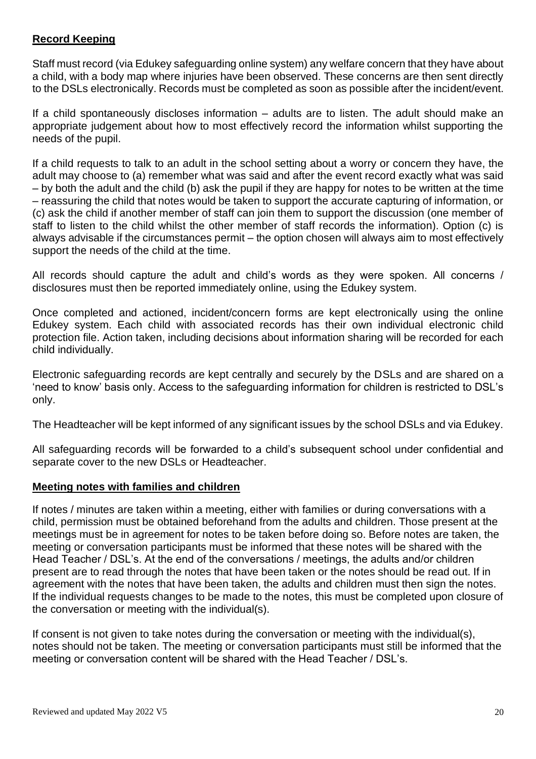**Record Keeping**

Staff must record (via Edukey safeguarding online system) any welfare concern that they have about a child, with a body map where injuries have been observed. These concerns are then sent directly to the DSLs electronically. Records must be completed as soon as possible after the incident/event.

If a child spontaneously discloses information – adults are to listen. The adult should make an appropriate judgement about how to most effectively record the information whilst supporting the needs of the pupil.

If a child requests to talk to an adult in the school setting about a worry or concern they have, the adult may choose to (a) remember what was said and after the event record exactly what was said – by both the adult and the child (b) ask the pupil if they are happy for notes to be written at the time – reassuring the child that notes would be taken to support the accurate capturing of information, or (c) ask the child if another member of staff can join them to support the discussion (one member of staff to listen to the child whilst the other member of staff records the information). Option (c) is always advisable if the circumstances permit – the option chosen will always aim to most effectively support the needs of the child at the time.

All records should capture the adult and child's words as they were spoken. All concerns / disclosures must then be reported immediately online, using the Edukey system.

Once completed and actioned, incident/concern forms are kept electronically using the online Edukey system. Each child with associated records has their own individual electronic child protection file. Action taken, including decisions about information sharing will be recorded for each child individually.

Electronic safeguarding records are kept centrally and securely by the DSLs and are shared on a 'need to know' basis only. Access to the safeguarding information for children is restricted to DSL's only.

The Headteacher will be kept informed of any significant issues by the school DSLs and via Edukey.

All safeguarding records will be forwarded to a child's subsequent school under confidential and separate cover to the new DSLs or Headteacher.

**Meeting notes with families and children**

If notes / minutes are taken within a meeting, either with families or during conversations with a child, permission must be obtained beforehand from the adults and children. Those present at the meetings must be in agreement for notes to be taken before doing so. Before notes are taken, the meeting or conversation participants must be informed that these notes will be shared with the Head Teacher / DSL's. At the end of the conversations / meetings, the adults and/or children present are to read through the notes that have been taken or the notes should be read out. If in agreement with the notes that have been taken, the adults and children must then sign the notes. If the individual requests changes to be made to the notes, this must be completed upon closure of the conversation or meeting with the individual(s).

If consent is not given to take notes during the conversation or meeting with the individual(s), notes should not be taken. The meeting or conversation participants must still be informed that the meeting or conversation content will be shared with the Head Teacher / DSL's.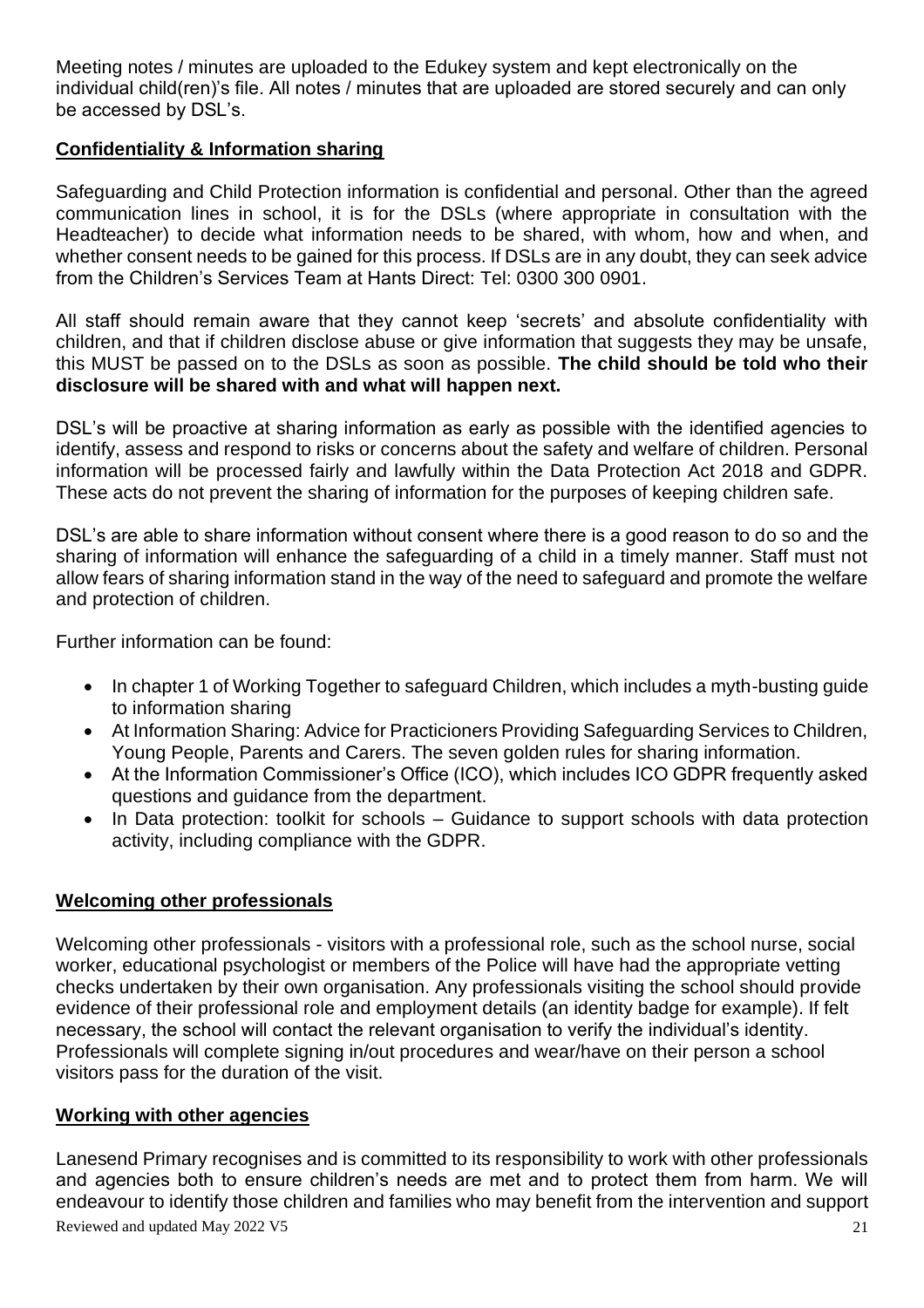Meeting notes / minutes are uploaded to the Edukey system and kept electronically on the individual child(ren)'s file. All notes / minutes that are uploaded are stored securely and can only be accessed by DSL's.

## Confidentiality & Information sharing

Safeguarding and Child Protection information is confidential and personal. Other than the agreed communication lines in school, it is for the DSLs (where appropriate in consultation with the Headteacher) to decide what information needs to be shared, with whom, how and when, and whether consent needs to be gained for this process. If DSLs are in any doubt, they can seek advice from the Children's Services Team at Hants Direct: Tel: 0300 300 0901.

All staff should remain aware that they cannot keep 'secrets' and absolute confidentiality with children, and that if children disclose abuse or give information that suggests they may be unsafe, this MUST be passed on to the DSLs as soon as possible. **The child should be told who their disclosure will be shared with and what will happen next.**

DSL's will be proactive at sharing information as early as possible with the identified agencies to identify, assess and respond to risks or concerns about the safety and welfare of children. Personal information will be processed fairly and lawfully within the Data Protection Act 2018 and GDPR. These acts do not prevent the sharing of information for the purposes of keeping children safe.

DSL's are able to share information without consent where there is a good reason to do so and the sharing of information will enhance the safeguarding of a child in a timely manner. Staff must not allow fears of sharing information stand in the way of the need to safeguard and promote the welfare and protection of children.

Further information can be found:

- In chapter 1 of Working Together to safeguard Children, which includes a myth-busting guide to information sharing
- At Information Sharing: Advice for Practicioners Providing Safeguarding Services to Children, Young People, Parents and Carers. The seven golden rules for sharing information.
- At the Information Commissioner's Office (ICO), which includes ICO GDPR frequently asked questions and guidance from the department.
- In Data protection: toolkit for schools – Guidance to support schools with data protection activity, including compliance with the GDPR.

## Welcoming other professionals

Welcoming other professionals - visitors with a professional role, such as the school nurse, social worker, educational psychologist or members of the Police will have had the appropriate vetting checks undertaken by their own organisation. Any professionals visiting the school should provide evidence of their professional role and employment details (an identity badge for example). If felt necessary, the school will contact the relevant organisation to verify the individual's identity. Professionals will complete signing in/out procedures and wear/have on their person a school visitors pass for the duration of the visit.

## Working with other agencies

Lanesend Primary recognises and is committed to its responsibility to work with other professionals and agencies both to ensure children's needs are met and to protect them from harm. We will endeavour to identify those children and families who may benefit from the intervention and support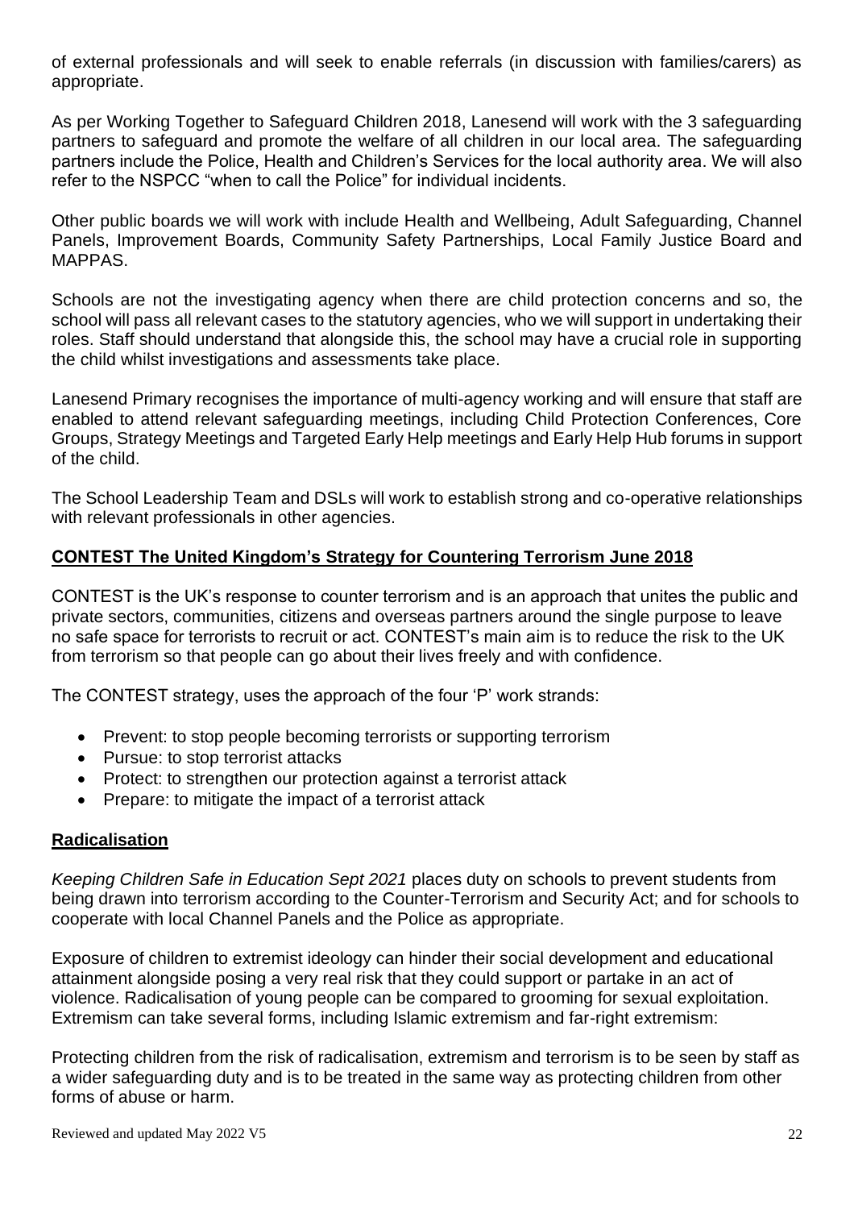of external professionals and will seek to enable referrals (in discussion with families/carers) as appropriate.

As per Working Together to Safeguard Children 2018, Lanesend will work with the 3 safeguarding partners to safeguard and promote the welfare of all children in our local area. The safeguarding partners include the Police, Health and Children's Services for the local authority area. We will also refer to the NSPCC "when to call the Police" for individual incidents.

Other public boards we will work with include Health and Wellbeing, Adult Safeguarding, Channel Panels, Improvement Boards, Community Safety Partnerships, Local Family Justice Board and MAPPAS.

Schools are not the investigating agency when there are child protection concerns and so, the school will pass all relevant cases to the statutory agencies, who we will support in undertaking their roles. Staff should understand that alongside this, the school may have a crucial role in supporting the child whilst investigations and assessments take place.

Lanesend Primary recognises the importance of multi-agency working and will ensure that staff are enabled to attend relevant safeguarding meetings, including Child Protection Conferences, Core Groups, Strategy Meetings and Targeted Early Help meetings and Early Help Hub forums in support of the child.

The School Leadership Team and DSLs will work to establish strong and co-operative relationships with relevant professionals in other agencies.

## CONTEST The United Kingdom's Strategy for Countering Terrorism June 2018

CONTEST is the UK's response to counter terrorism and is an approach that unites the public and private sectors, communities, citizens and overseas partners around the single purpose to leave no safe space for terrorists to recruit or act. CONTEST's main aim is to reduce the risk to the UK from terrorism so that people can go about their lives freely and with confidence.

The CONTEST strategy, uses the approach of the four 'P' work strands:

- Prevent: to stop people becoming terrorists or supporting terrorism
- Pursue: to stop terrorist attacks
- Protect: to strengthen our protection against a terrorist attack
- Prepare: to mitigate the impact of a terrorist attack

## Radicalisation

*Keeping Children Safe in Education Sept 2021* places duty on schools to prevent students from being drawn into terrorism according to the Counter-Terrorism and Security Act; and for schools to cooperate with local Channel Panels and the Police as appropriate.

Exposure of children to extremist ideology can hinder their social development and educational attainment alongside posing a very real risk that they could support or partake in an act of violence. Radicalisation of young people can be compared to grooming for sexual exploitation. Extremism can take several forms, including Islamic extremism and far-right extremism:

Protecting children from the risk of radicalisation, extremism and terrorism is to be seen by staff as a wider safeguarding duty and is to be treated in the same way as protecting children from other forms of abuse or harm.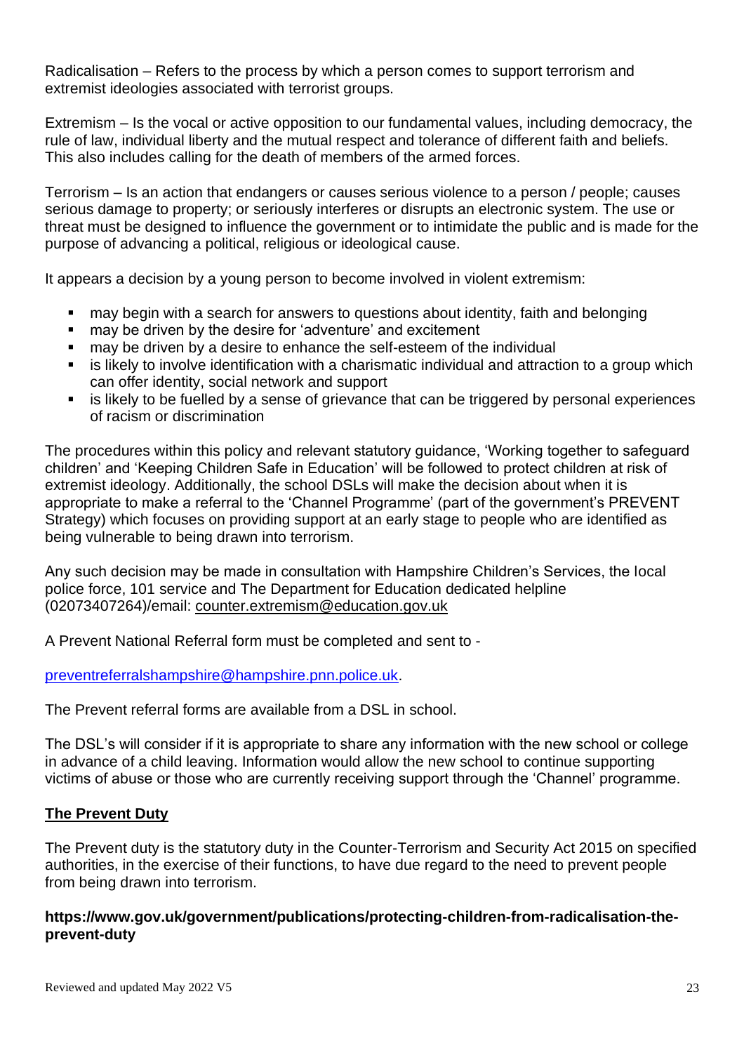Radicalisation – Refers to the process by which a person comes to support terrorism and extremist ideologies associated with terrorist groups.

Extremism – Is the vocal or active opposition to our fundamental values, including democracy, the rule of law, individual liberty and the mutual respect and tolerance of different faith and beliefs. This also includes calling for the death of members of the armed forces.

Terrorism – Is an action that endangers or causes serious violence to a person / people; causes serious damage to property; or seriously interferes or disrupts an electronic system. The use or threat must be designed to influence the government or to intimidate the public and is made for the purpose of advancing a political, religious or ideological cause.

It appears a decision by a young person to become involved in violent extremism:

- may begin with a search for answers to questions about identity, faith and belonging
- may be driven by the desire for 'adventure' and excitement
- may be driven by a desire to enhance the self-esteem of the individual
- is likely to involve identification with a charismatic individual and attraction to a group which can offer identity, social network and support
- is likely to be fuelled by a sense of grievance that can be triggered by personal experiences of racism or discrimination

The procedures within this policy and relevant statutory guidance, 'Working together to safeguard children' and 'Keeping Children Safe in Education' will be followed to protect children at risk of extremist ideology. Additionally, the school DSLs will make the decision about when it is appropriate to make a referral to the 'Channel Programme' (part of the government's PREVENT Strategy) which focuses on providing support at an early stage to people who are identified as being vulnerable to being drawn into terrorism.

Any such decision may be made in consultation with Hampshire Children's Services, the local police force, 101 service and The Department for Education dedicated helpline (02073407264)/email: counter.extremism@education.gov.uk

A Prevent National Referral form must be completed and sent to -

preventreferralshampshire@hampshire.pnn.police.uk.

The Prevent referral forms are available from a DSL in school.

The DSL's will consider if it is appropriate to share any information with the new school or college in advance of a child leaving. Information would allow the new school to continue supporting victims of abuse or those who are currently receiving support through the 'Channel' programme.

## The Prevent Duty

The Prevent duty is the statutory duty in the Counter-Terrorism and Security Act 2015 on specified authorities, in the exercise of their functions, to have due regard to the need to prevent people from being drawn into terrorism.

**https://www.gov.uk/government/publications/protecting-children-from-radicalisation-the-prevent-duty**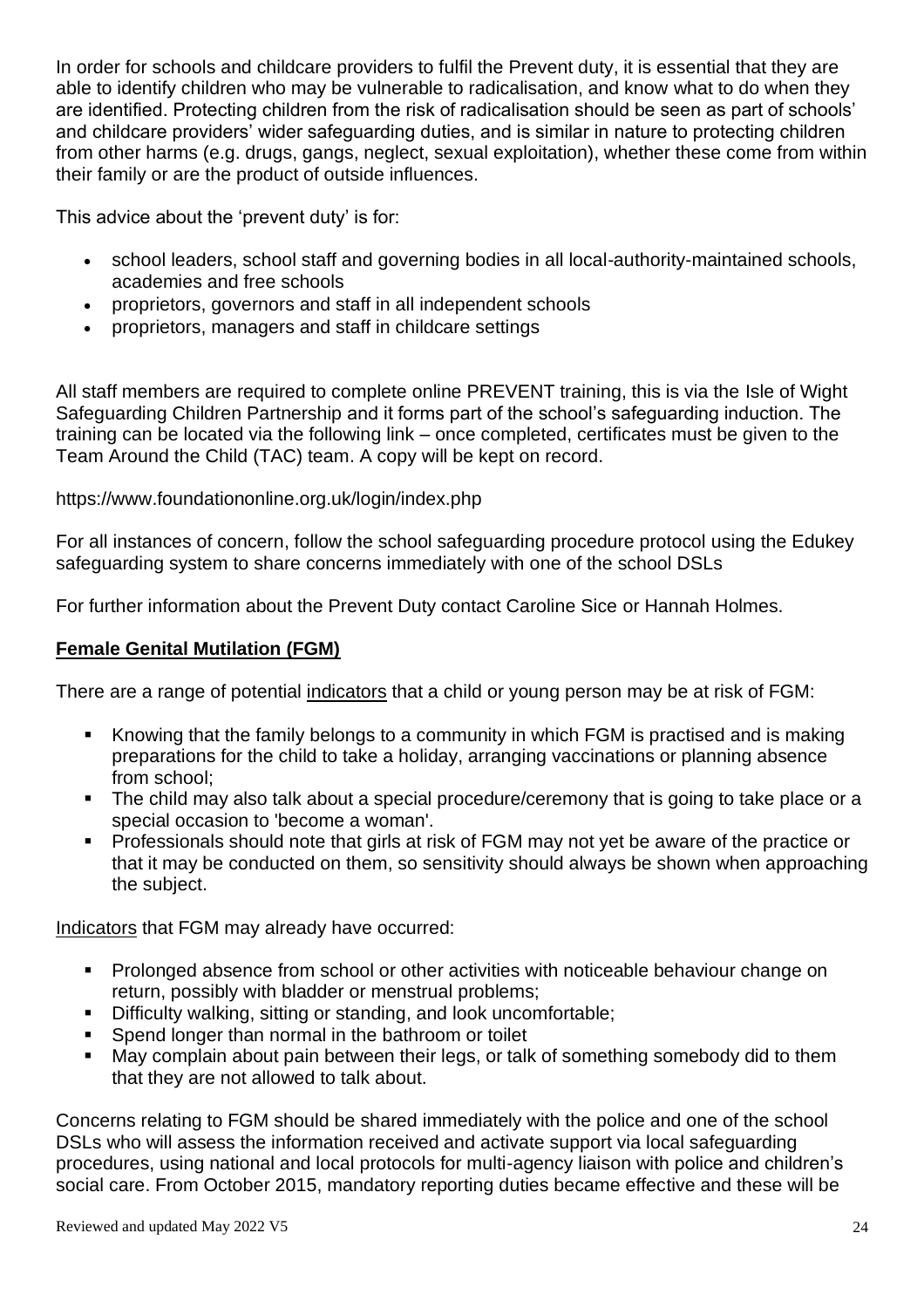In order for schools and childcare providers to fulfil the Prevent duty, it is essential that they are able to identify children who may be vulnerable to radicalisation, and know what to do when they are identified. Protecting children from the risk of radicalisation should be seen as part of schools' and childcare providers' wider safeguarding duties, and is similar in nature to protecting children from other harms (e.g. drugs, gangs, neglect, sexual exploitation), whether these come from within their family or are the product of outside influences.

This advice about the 'prevent duty' is for:

- school leaders, school staff and governing bodies in all local-authority-maintained schools, academies and free schools
- proprietors, governors and staff in all independent schools
- proprietors, managers and staff in childcare settings

All staff members are required to complete online PREVENT training, this is via the Isle of Wight Safeguarding Children Partnership and it forms part of the school's safeguarding induction. The training can be located via the following link – once completed, certificates must be given to the Team Around the Child (TAC) team. A copy will be kept on record.

https://www.foundationonline.org.uk/login/index.php

For all instances of concern, follow the school safeguarding procedure protocol using the Edukey safeguarding system to share concerns immediately with one of the school DSLs

For further information about the Prevent Duty contact Caroline Sice or Hannah Holmes.

**Female Genital Mutilation (FGM)**

There are a range of potential indicators that a child or young person may be at risk of FGM:

- Knowing that the family belongs to a community in which FGM is practised and is making preparations for the child to take a holiday, arranging vaccinations or planning absence from school;
- The child may also talk about a special procedure/ceremony that is going to take place or a special occasion to 'become a woman'.
- Professionals should note that girls at risk of FGM may not yet be aware of the practice or that it may be conducted on them, so sensitivity should always be shown when approaching the subject.

Indicators that FGM may already have occurred:

- Prolonged absence from school or other activities with noticeable behaviour change on return, possibly with bladder or menstrual problems;
- Difficulty walking, sitting or standing, and look uncomfortable;
- Spend longer than normal in the bathroom or toilet
- May complain about pain between their legs, or talk of something somebody did to them that they are not allowed to talk about.

Concerns relating to FGM should be shared immediately with the police and one of the school DSLs who will assess the information received and activate support via local safeguarding procedures, using national and local protocols for multi-agency liaison with police and children's social care. From October 2015, mandatory reporting duties became effective and these will be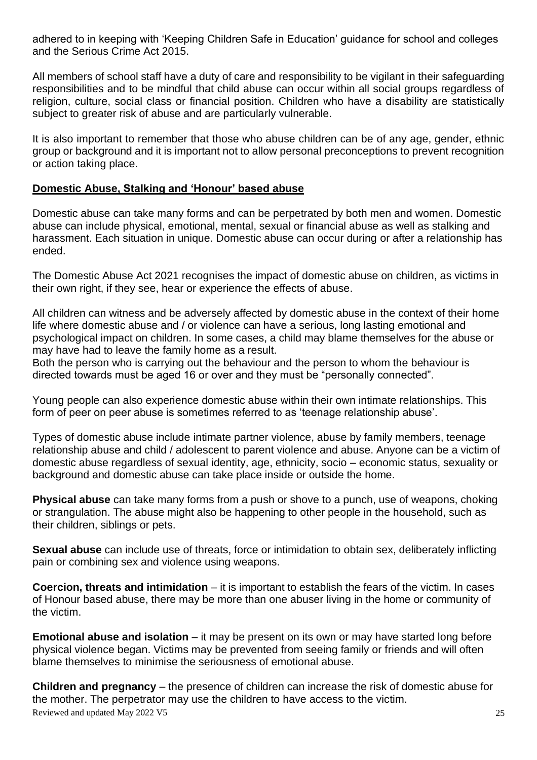adhered to in keeping with 'Keeping Children Safe in Education' guidance for school and colleges and the Serious Crime Act 2015.

All members of school staff have a duty of care and responsibility to be vigilant in their safeguarding responsibilities and to be mindful that child abuse can occur within all social groups regardless of religion, culture, social class or financial position. Children who have a disability are statistically subject to greater risk of abuse and are particularly vulnerable.

It is also important to remember that those who abuse children can be of any age, gender, ethnic group or background and it is important not to allow personal preconceptions to prevent recognition or action taking place.

## Domestic Abuse, Stalking and 'Honour' based abuse

Domestic abuse can take many forms and can be perpetrated by both men and women. Domestic abuse can include physical, emotional, mental, sexual or financial abuse as well as stalking and harassment. Each situation in unique. Domestic abuse can occur during or after a relationship has ended.

The Domestic Abuse Act 2021 recognises the impact of domestic abuse on children, as victims in their own right, if they see, hear or experience the effects of abuse.

All children can witness and be adversely affected by domestic abuse in the context of their home life where domestic abuse and / or violence can have a serious, long lasting emotional and psychological impact on children. In some cases, a child may blame themselves for the abuse or may have had to leave the family home as a result.
Both the person who is carrying out the behaviour and the person to whom the behaviour is directed towards must be aged 16 or over and they must be "personally connected".

Young people can also experience domestic abuse within their own intimate relationships. This form of peer on peer abuse is sometimes referred to as 'teenage relationship abuse'.

Types of domestic abuse include intimate partner violence, abuse by family members, teenage relationship abuse and child / adolescent to parent violence and abuse. Anyone can be a victim of domestic abuse regardless of sexual identity, age, ethnicity, socio – economic status, sexuality or background and domestic abuse can take place inside or outside the home.

**Physical abuse** can take many forms from a push or shove to a punch, use of weapons, choking or strangulation. The abuse might also be happening to other people in the household, such as their children, siblings or pets.

**Sexual abuse** can include use of threats, force or intimidation to obtain sex, deliberately inflicting pain or combining sex and violence using weapons.

**Coercion, threats and intimidation** – it is important to establish the fears of the victim. In cases of Honour based abuse, there may be more than one abuser living in the home or community of the victim.

**Emotional abuse and isolation** – it may be present on its own or may have started long before physical violence began. Victims may be prevented from seeing family or friends and will often blame themselves to minimise the seriousness of emotional abuse.

**Children and pregnancy** – the presence of children can increase the risk of domestic abuse for the mother. The perpetrator may use the children to have access to the victim.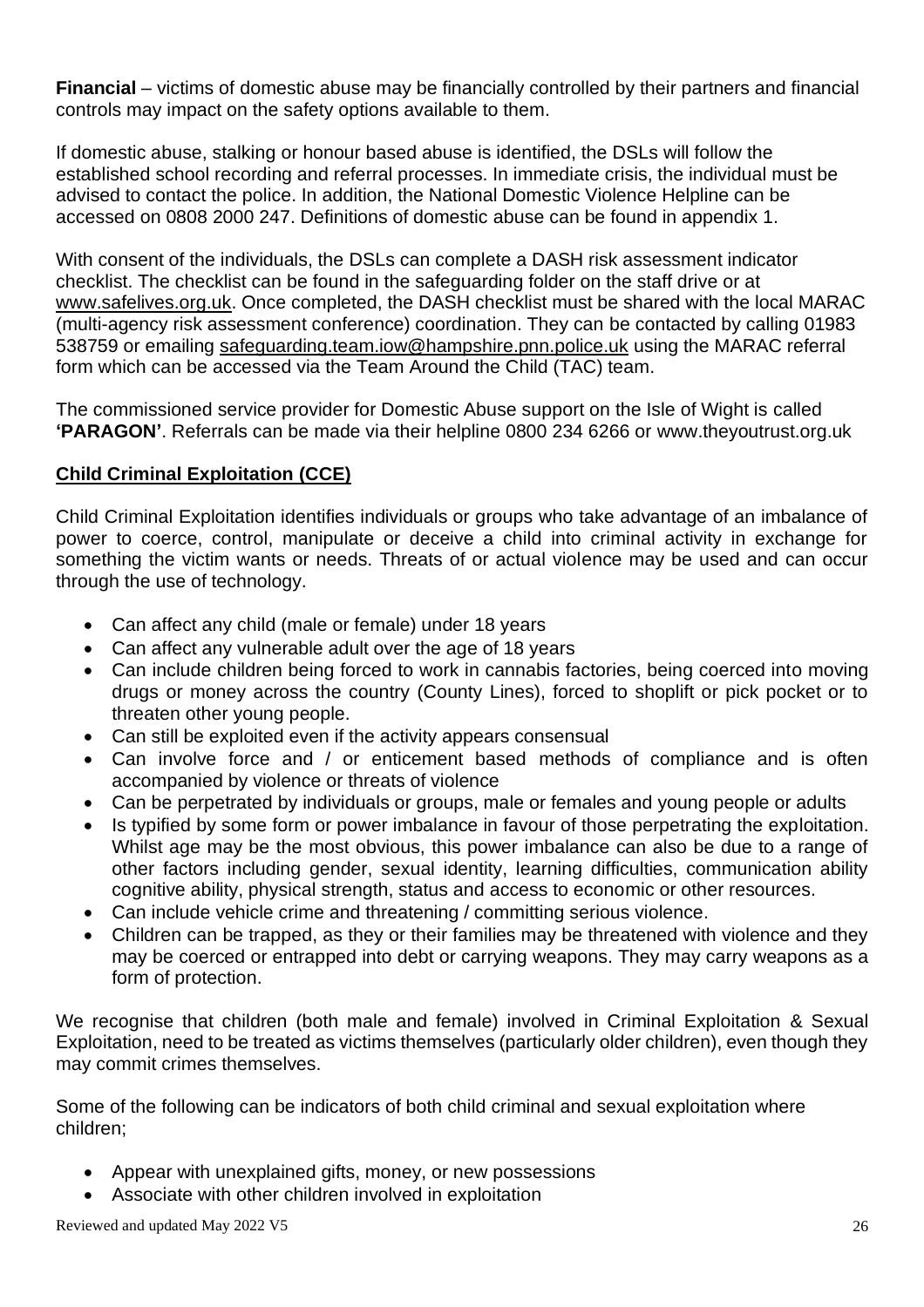**Financial** – victims of domestic abuse may be financially controlled by their partners and financial controls may impact on the safety options available to them.

If domestic abuse, stalking or honour based abuse is identified, the DSLs will follow the established school recording and referral processes. In immediate crisis, the individual must be advised to contact the police. In addition, the National Domestic Violence Helpline can be accessed on 0808 2000 247. Definitions of domestic abuse can be found in appendix 1.

With consent of the individuals, the DSLs can complete a DASH risk assessment indicator checklist. The checklist can be found in the safeguarding folder on the staff drive or at www.safelives.org.uk. Once completed, the DASH checklist must be shared with the local MARAC (multi-agency risk assessment conference) coordination. They can be contacted by calling 01983 538759 or emailing safeguarding.team.iow@hampshire.pnn.police.uk using the MARAC referral form which can be accessed via the Team Around the Child (TAC) team.

The commissioned service provider for Domestic Abuse support on the Isle of Wight is called **'PARAGON'**. Referrals can be made via their helpline 0800 234 6266 or www.theyoutrust.org.uk

**Child Criminal Exploitation (CCE)**

Child Criminal Exploitation identifies individuals or groups who take advantage of an imbalance of power to coerce, control, manipulate or deceive a child into criminal activity in exchange for something the victim wants or needs. Threats of or actual violence may be used and can occur through the use of technology.

- Can affect any child (male or female) under 18 years
- Can affect any vulnerable adult over the age of 18 years
- Can include children being forced to work in cannabis factories, being coerced into moving drugs or money across the country (County Lines), forced to shoplift or pick pocket or to threaten other young people.
- Can still be exploited even if the activity appears consensual
- Can involve force and / or enticement based methods of compliance and is often accompanied by violence or threats of violence
- Can be perpetrated by individuals or groups, male or females and young people or adults
- Is typified by some form or power imbalance in favour of those perpetrating the exploitation. Whilst age may be the most obvious, this power imbalance can also be due to a range of other factors including gender, sexual identity, learning difficulties, communication ability cognitive ability, physical strength, status and access to economic or other resources.
- Can include vehicle crime and threatening / committing serious violence.
- Children can be trapped, as they or their families may be threatened with violence and they may be coerced or entrapped into debt or carrying weapons. They may carry weapons as a form of protection.

We recognise that children (both male and female) involved in Criminal Exploitation & Sexual Exploitation, need to be treated as victims themselves (particularly older children), even though they may commit crimes themselves.

Some of the following can be indicators of both child criminal and sexual exploitation where children;

- Appear with unexplained gifts, money, or new possessions
- Associate with other children involved in exploitation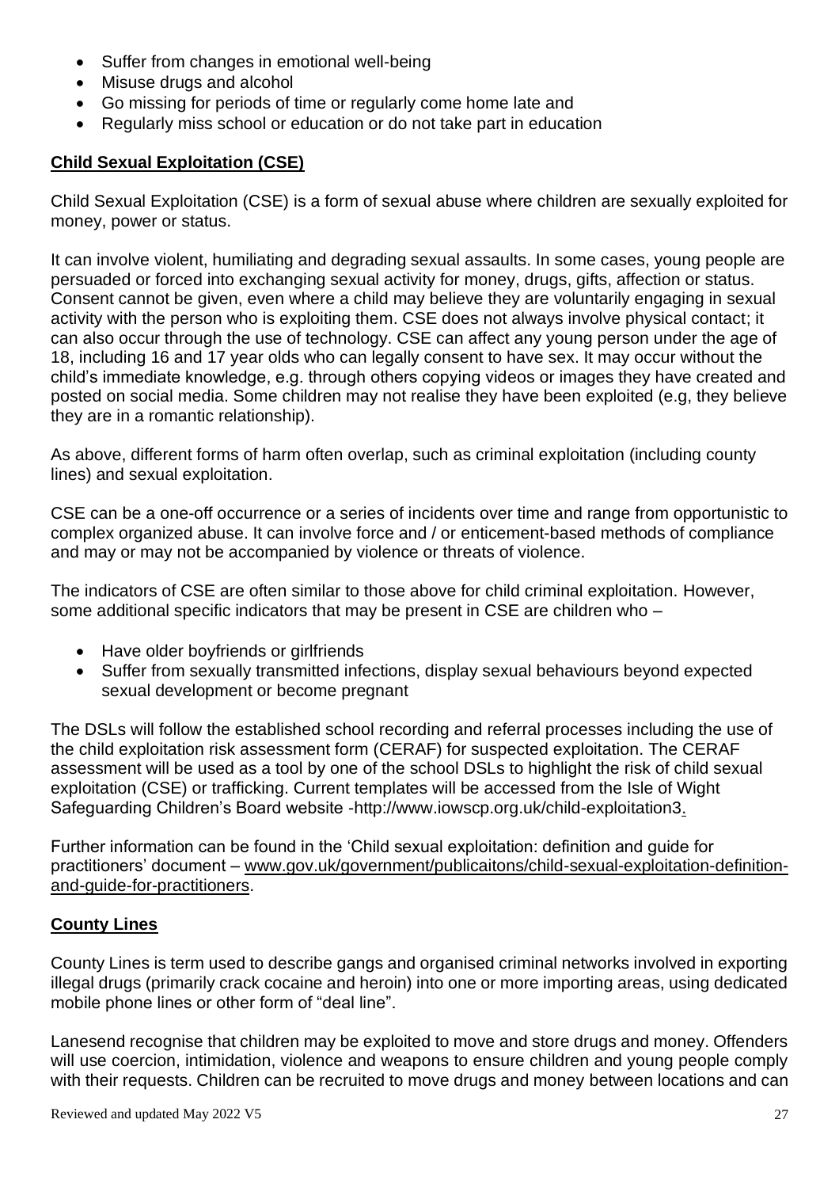- Suffer from changes in emotional well-being
- Misuse drugs and alcohol
- Go missing for periods of time or regularly come home late and
- Regularly miss school or education or do not take part in education

**Child Sexual Exploitation (CSE)**

Child Sexual Exploitation (CSE) is a form of sexual abuse where children are sexually exploited for money, power or status.

It can involve violent, humiliating and degrading sexual assaults. In some cases, young people are persuaded or forced into exchanging sexual activity for money, drugs, gifts, affection or status. Consent cannot be given, even where a child may believe they are voluntarily engaging in sexual activity with the person who is exploiting them. CSE does not always involve physical contact; it can also occur through the use of technology. CSE can affect any young person under the age of 18, including 16 and 17 year olds who can legally consent to have sex. It may occur without the child's immediate knowledge, e.g. through others copying videos or images they have created and posted on social media. Some children may not realise they have been exploited (e.g, they believe they are in a romantic relationship).

As above, different forms of harm often overlap, such as criminal exploitation (including county lines) and sexual exploitation.

CSE can be a one-off occurrence or a series of incidents over time and range from opportunistic to complex organized abuse. It can involve force and / or enticement-based methods of compliance and may or may not be accompanied by violence or threats of violence.

The indicators of CSE are often similar to those above for child criminal exploitation. However, some additional specific indicators that may be present in CSE are children who –

- Have older boyfriends or girlfriends
- Suffer from sexually transmitted infections, display sexual behaviours beyond expected sexual development or become pregnant

The DSLs will follow the established school recording and referral processes including the use of the child exploitation risk assessment form (CERAF) for suspected exploitation. The CERAF assessment will be used as a tool by one of the school DSLs to highlight the risk of child sexual exploitation (CSE) or trafficking. Current templates will be accessed from the Isle of Wight Safeguarding Children's Board website -http://www.iowscp.org.uk/child-exploitation3.

Further information can be found in the 'Child sexual exploitation: definition and guide for practitioners' document – www.gov.uk/government/publicaitons/child-sexual-exploitation-definition-and-guide-for-practitioners.

**County Lines**

County Lines is term used to describe gangs and organised criminal networks involved in exporting illegal drugs (primarily crack cocaine and heroin) into one or more importing areas, using dedicated mobile phone lines or other form of "deal line".

Lanesend recognise that children may be exploited to move and store drugs and money. Offenders will use coercion, intimidation, violence and weapons to ensure children and young people comply with their requests. Children can be recruited to move drugs and money between locations and can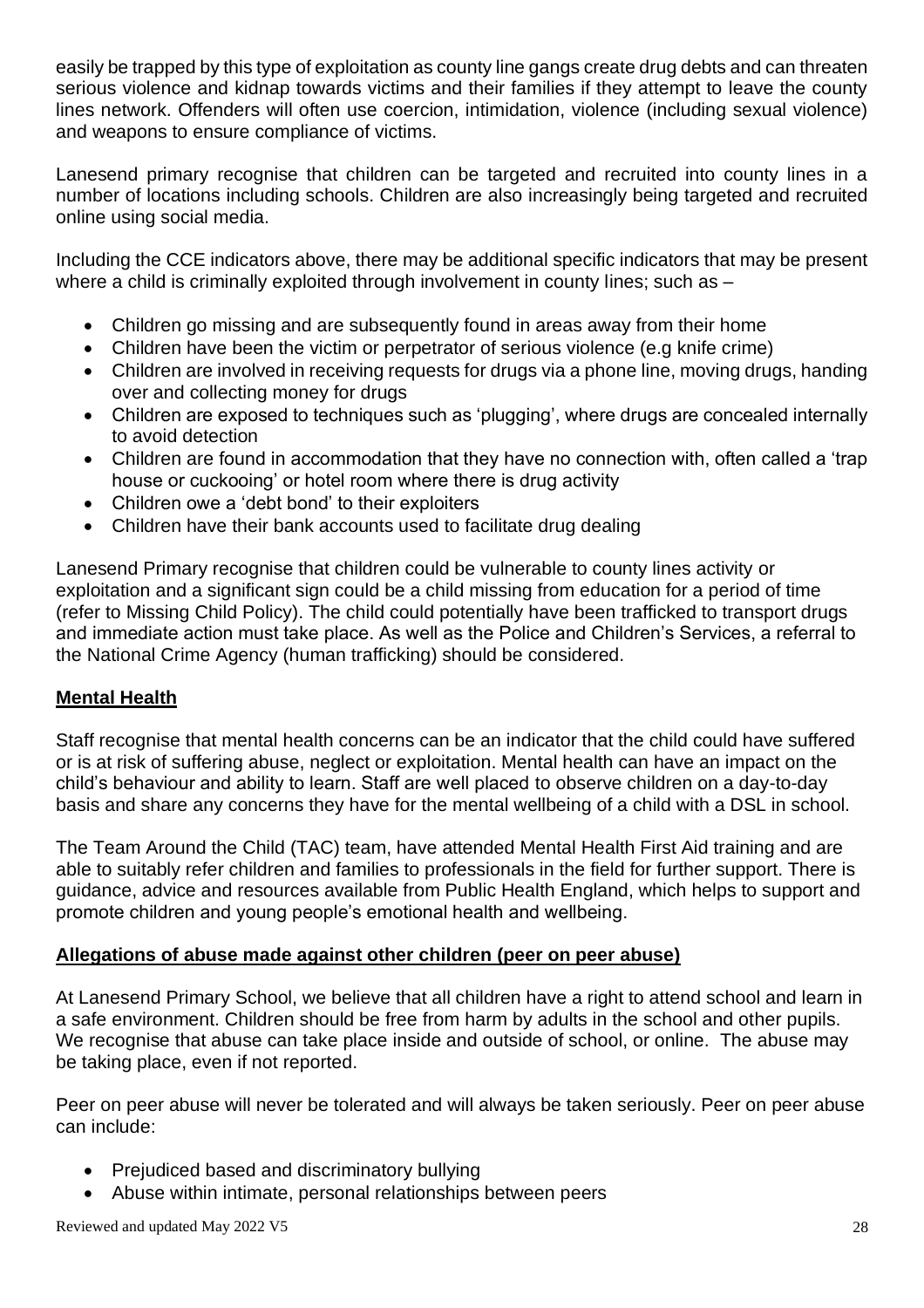easily be trapped by this type of exploitation as county line gangs create drug debts and can threaten serious violence and kidnap towards victims and their families if they attempt to leave the county lines network. Offenders will often use coercion, intimidation, violence (including sexual violence) and weapons to ensure compliance of victims.

Lanesend primary recognise that children can be targeted and recruited into county lines in a number of locations including schools. Children are also increasingly being targeted and recruited online using social media.

Including the CCE indicators above, there may be additional specific indicators that may be present where a child is criminally exploited through involvement in county lines; such as –

- Children go missing and are subsequently found in areas away from their home
- Children have been the victim or perpetrator of serious violence (e.g knife crime)
- Children are involved in receiving requests for drugs via a phone line, moving drugs, handing over and collecting money for drugs
- Children are exposed to techniques such as 'plugging', where drugs are concealed internally to avoid detection
- Children are found in accommodation that they have no connection with, often called a 'trap house or cuckooing' or hotel room where there is drug activity
- Children owe a 'debt bond' to their exploiters
- Children have their bank accounts used to facilitate drug dealing

Lanesend Primary recognise that children could be vulnerable to county lines activity or exploitation and a significant sign could be a child missing from education for a period of time (refer to Missing Child Policy). The child could potentially have been trafficked to transport drugs and immediate action must take place. As well as the Police and Children's Services, a referral to the National Crime Agency (human trafficking) should be considered.

## Mental Health

Staff recognise that mental health concerns can be an indicator that the child could have suffered or is at risk of suffering abuse, neglect or exploitation. Mental health can have an impact on the child's behaviour and ability to learn. Staff are well placed to observe children on a day-to-day basis and share any concerns they have for the mental wellbeing of a child with a DSL in school.

The Team Around the Child (TAC) team, have attended Mental Health First Aid training and are able to suitably refer children and families to professionals in the field for further support. There is guidance, advice and resources available from Public Health England, which helps to support and promote children and young people's emotional health and wellbeing.

## Allegations of abuse made against other children (peer on peer abuse)

At Lanesend Primary School, we believe that all children have a right to attend school and learn in a safe environment. Children should be free from harm by adults in the school and other pupils. We recognise that abuse can take place inside and outside of school, or online. The abuse may be taking place, even if not reported.

Peer on peer abuse will never be tolerated and will always be taken seriously. Peer on peer abuse can include:

- Prejudiced based and discriminatory bullying
- Abuse within intimate, personal relationships between peers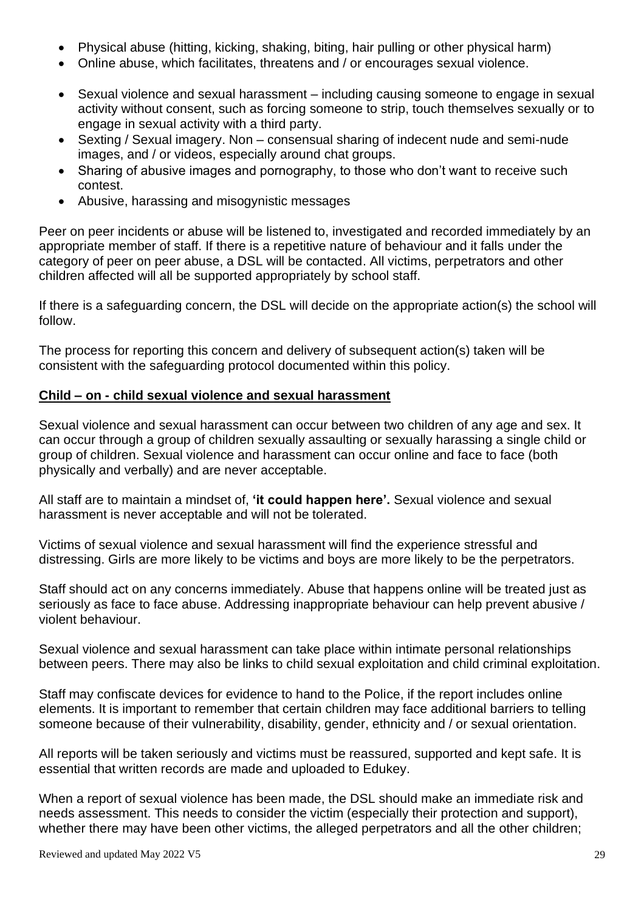- Physical abuse (hitting, kicking, shaking, biting, hair pulling or other physical harm)
- Online abuse, which facilitates, threatens and / or encourages sexual violence.

- Sexual violence and sexual harassment – including causing someone to engage in sexual activity without consent, such as forcing someone to strip, touch themselves sexually or to engage in sexual activity with a third party.
- Sexting / Sexual imagery. Non – consensual sharing of indecent nude and semi-nude images, and / or videos, especially around chat groups.
- Sharing of abusive images and pornography, to those who don't want to receive such contest.
- Abusive, harassing and misogynistic messages

Peer on peer incidents or abuse will be listened to, investigated and recorded immediately by an appropriate member of staff. If there is a repetitive nature of behaviour and it falls under the category of peer on peer abuse, a DSL will be contacted. All victims, perpetrators and other children affected will all be supported appropriately by school staff.

If there is a safeguarding concern, the DSL will decide on the appropriate action(s) the school will follow.

The process for reporting this concern and delivery of subsequent action(s) taken will be consistent with the safeguarding protocol documented within this policy.

**Child – on - child sexual violence and sexual harassment**

Sexual violence and sexual harassment can occur between two children of any age and sex. It can occur through a group of children sexually assaulting or sexually harassing a single child or group of children. Sexual violence and harassment can occur online and face to face (both physically and verbally) and are never acceptable.

All staff are to maintain a mindset of, **'it could happen here'.** Sexual violence and sexual harassment is never acceptable and will not be tolerated.

Victims of sexual violence and sexual harassment will find the experience stressful and distressing. Girls are more likely to be victims and boys are more likely to be the perpetrators.

Staff should act on any concerns immediately. Abuse that happens online will be treated just as seriously as face to face abuse. Addressing inappropriate behaviour can help prevent abusive / violent behaviour.

Sexual violence and sexual harassment can take place within intimate personal relationships between peers. There may also be links to child sexual exploitation and child criminal exploitation.

Staff may confiscate devices for evidence to hand to the Police, if the report includes online elements. It is important to remember that certain children may face additional barriers to telling someone because of their vulnerability, disability, gender, ethnicity and / or sexual orientation.

All reports will be taken seriously and victims must be reassured, supported and kept safe. It is essential that written records are made and uploaded to Edukey.

When a report of sexual violence has been made, the DSL should make an immediate risk and needs assessment. This needs to consider the victim (especially their protection and support), whether there may have been other victims, the alleged perpetrators and all the other children;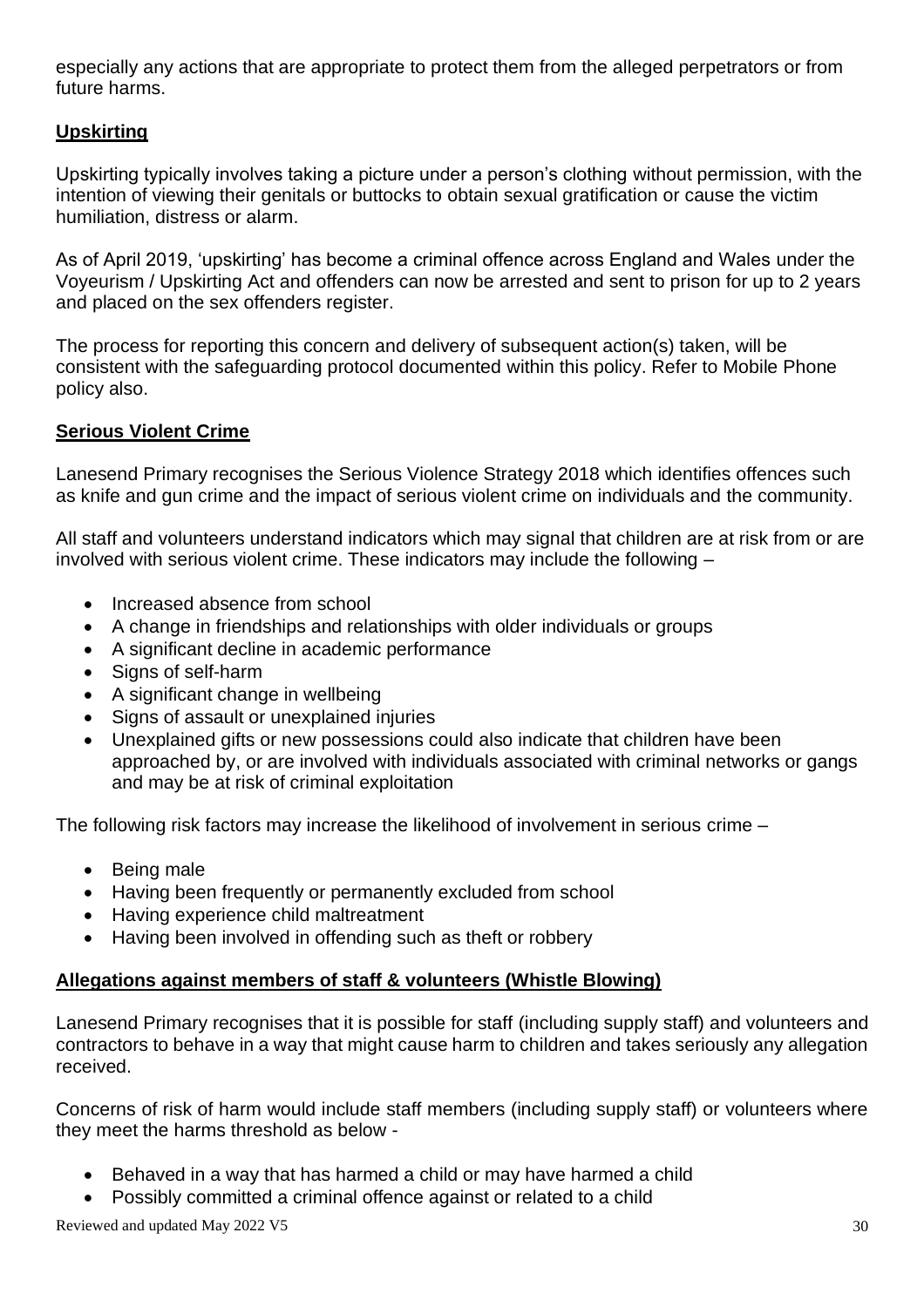especially any actions that are appropriate to protect them from the alleged perpetrators or from future harms.

## **Upskirting**

Upskirting typically involves taking a picture under a person's clothing without permission, with the intention of viewing their genitals or buttocks to obtain sexual gratification or cause the victim humiliation, distress or alarm.

As of April 2019, 'upskirting' has become a criminal offence across England and Wales under the Voyeurism / Upskirting Act and offenders can now be arrested and sent to prison for up to 2 years and placed on the sex offenders register.

The process for reporting this concern and delivery of subsequent action(s) taken, will be consistent with the safeguarding protocol documented within this policy. Refer to Mobile Phone policy also.

## **Serious Violent Crime**

Lanesend Primary recognises the Serious Violence Strategy 2018 which identifies offences such as knife and gun crime and the impact of serious violent crime on individuals and the community.

All staff and volunteers understand indicators which may signal that children are at risk from or are involved with serious violent crime. These indicators may include the following –

- Increased absence from school
- A change in friendships and relationships with older individuals or groups
- A significant decline in academic performance
- Signs of self-harm
- A significant change in wellbeing
- Signs of assault or unexplained injuries
- Unexplained gifts or new possessions could also indicate that children have been approached by, or are involved with individuals associated with criminal networks or gangs and may be at risk of criminal exploitation

The following risk factors may increase the likelihood of involvement in serious crime –

- Being male
- Having been frequently or permanently excluded from school
- Having experience child maltreatment
- Having been involved in offending such as theft or robbery

## **Allegations against members of staff & volunteers (Whistle Blowing)**

Lanesend Primary recognises that it is possible for staff (including supply staff) and volunteers and contractors to behave in a way that might cause harm to children and takes seriously any allegation received.

Concerns of risk of harm would include staff members (including supply staff) or volunteers where they meet the harms threshold as below -

- Behaved in a way that has harmed a child or may have harmed a child
- Possibly committed a criminal offence against or related to a child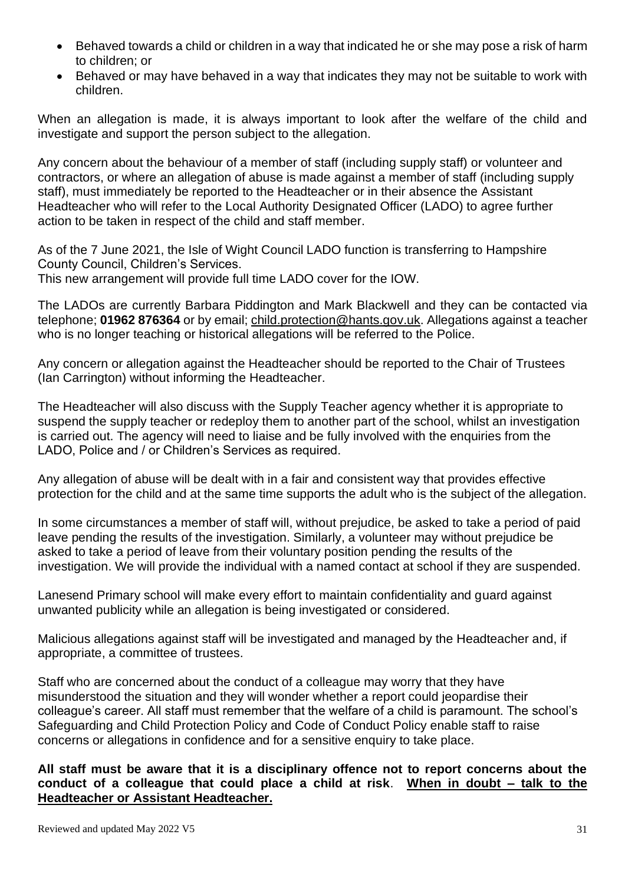- Behaved towards a child or children in a way that indicated he or she may pose a risk of harm to children; or
- Behaved or may have behaved in a way that indicates they may not be suitable to work with children.

When an allegation is made, it is always important to look after the welfare of the child and investigate and support the person subject to the allegation.

Any concern about the behaviour of a member of staff (including supply staff) or volunteer and contractors, or where an allegation of abuse is made against a member of staff (including supply staff), must immediately be reported to the Headteacher or in their absence the Assistant Headteacher who will refer to the Local Authority Designated Officer (LADO) to agree further action to be taken in respect of the child and staff member.

As of the 7 June 2021, the Isle of Wight Council LADO function is transferring to Hampshire County Council, Children's Services.
This new arrangement will provide full time LADO cover for the IOW.

The LADOs are currently Barbara Piddington and Mark Blackwell and they can be contacted via telephone; **01962 876364** or by email; child.protection@hants.gov.uk. Allegations against a teacher who is no longer teaching or historical allegations will be referred to the Police.

Any concern or allegation against the Headteacher should be reported to the Chair of Trustees (Ian Carrington) without informing the Headteacher.

The Headteacher will also discuss with the Supply Teacher agency whether it is appropriate to suspend the supply teacher or redeploy them to another part of the school, whilst an investigation is carried out. The agency will need to liaise and be fully involved with the enquiries from the LADO, Police and / or Children's Services as required.

Any allegation of abuse will be dealt with in a fair and consistent way that provides effective protection for the child and at the same time supports the adult who is the subject of the allegation.

In some circumstances a member of staff will, without prejudice, be asked to take a period of paid leave pending the results of the investigation. Similarly, a volunteer may without prejudice be asked to take a period of leave from their voluntary position pending the results of the investigation. We will provide the individual with a named contact at school if they are suspended.

Lanesend Primary school will make every effort to maintain confidentiality and guard against unwanted publicity while an allegation is being investigated or considered.

Malicious allegations against staff will be investigated and managed by the Headteacher and, if appropriate, a committee of trustees.

Staff who are concerned about the conduct of a colleague may worry that they have misunderstood the situation and they will wonder whether a report could jeopardise their colleague's career. All staff must remember that the welfare of a child is paramount. The school's Safeguarding and Child Protection Policy and Code of Conduct Policy enable staff to raise concerns or allegations in confidence and for a sensitive enquiry to take place.

**All staff must be aware that it is a disciplinary offence not to report concerns about the conduct of a colleague that could place a child at risk**. **<u>When in doubt – talk to the Headteacher or Assistant Headteacher.</u>**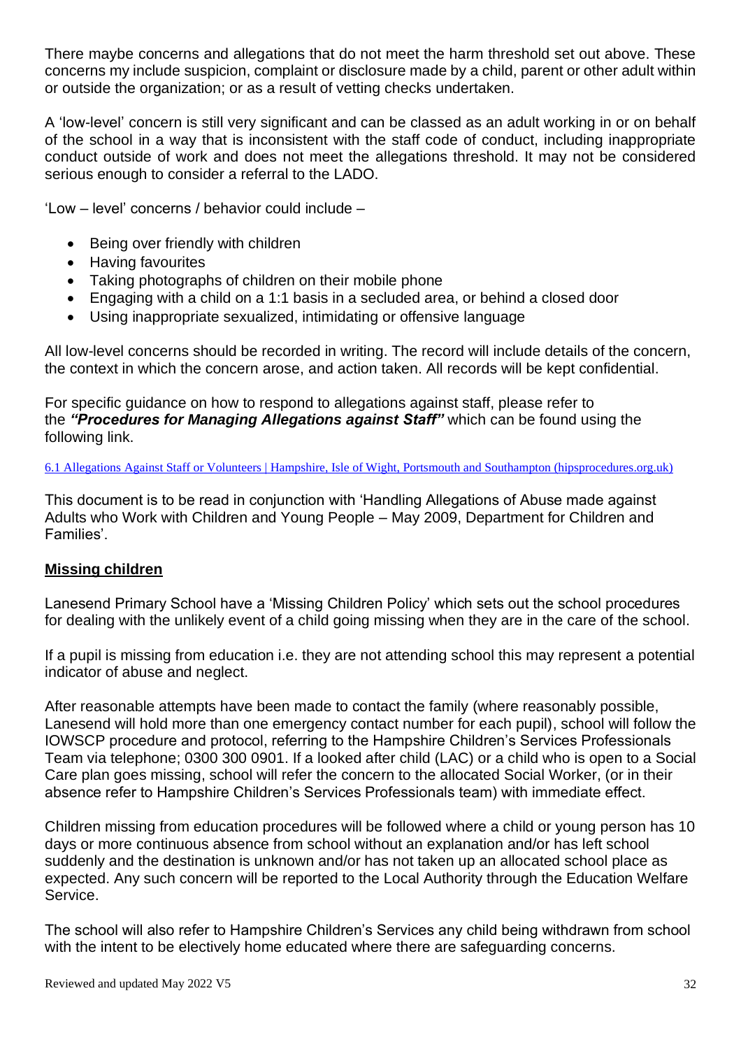There maybe concerns and allegations that do not meet the harm threshold set out above. These concerns my include suspicion, complaint or disclosure made by a child, parent or other adult within or outside the organization; or as a result of vetting checks undertaken.

A 'low-level' concern is still very significant and can be classed as an adult working in or on behalf of the school in a way that is inconsistent with the staff code of conduct, including inappropriate conduct outside of work and does not meet the allegations threshold. It may not be considered serious enough to consider a referral to the LADO.

'Low – level' concerns / behavior could include –

- Being over friendly with children
- Having favourites
- Taking photographs of children on their mobile phone
- Engaging with a child on a 1:1 basis in a secluded area, or behind a closed door
- Using inappropriate sexualized, intimidating or offensive language

All low-level concerns should be recorded in writing. The record will include details of the concern, the context in which the concern arose, and action taken. All records will be kept confidential.

For specific guidance on how to respond to allegations against staff, please refer to the ***"Procedures for Managing Allegations against Staff"*** which can be found using the following link.

[6.1 Allegations Against Staff or Volunteers | Hampshire, Isle of Wight, Portsmouth and Southampton (hipsprocedures.org.uk)](hipsprocedures.org.uk)

This document is to be read in conjunction with 'Handling Allegations of Abuse made against Adults who Work with Children and Young People – May 2009, Department for Children and Families'.

## Missing children

Lanesend Primary School have a 'Missing Children Policy' which sets out the school procedures for dealing with the unlikely event of a child going missing when they are in the care of the school.

If a pupil is missing from education i.e. they are not attending school this may represent a potential indicator of abuse and neglect.

After reasonable attempts have been made to contact the family (where reasonably possible, Lanesend will hold more than one emergency contact number for each pupil), school will follow the IOWSCP procedure and protocol, referring to the Hampshire Children's Services Professionals Team via telephone; 0300 300 0901. If a looked after child (LAC) or a child who is open to a Social Care plan goes missing, school will refer the concern to the allocated Social Worker, (or in their absence refer to Hampshire Children's Services Professionals team) with immediate effect.

Children missing from education procedures will be followed where a child or young person has 10 days or more continuous absence from school without an explanation and/or has left school suddenly and the destination is unknown and/or has not taken up an allocated school place as expected. Any such concern will be reported to the Local Authority through the Education Welfare Service.

The school will also refer to Hampshire Children's Services any child being withdrawn from school with the intent to be electively home educated where there are safeguarding concerns.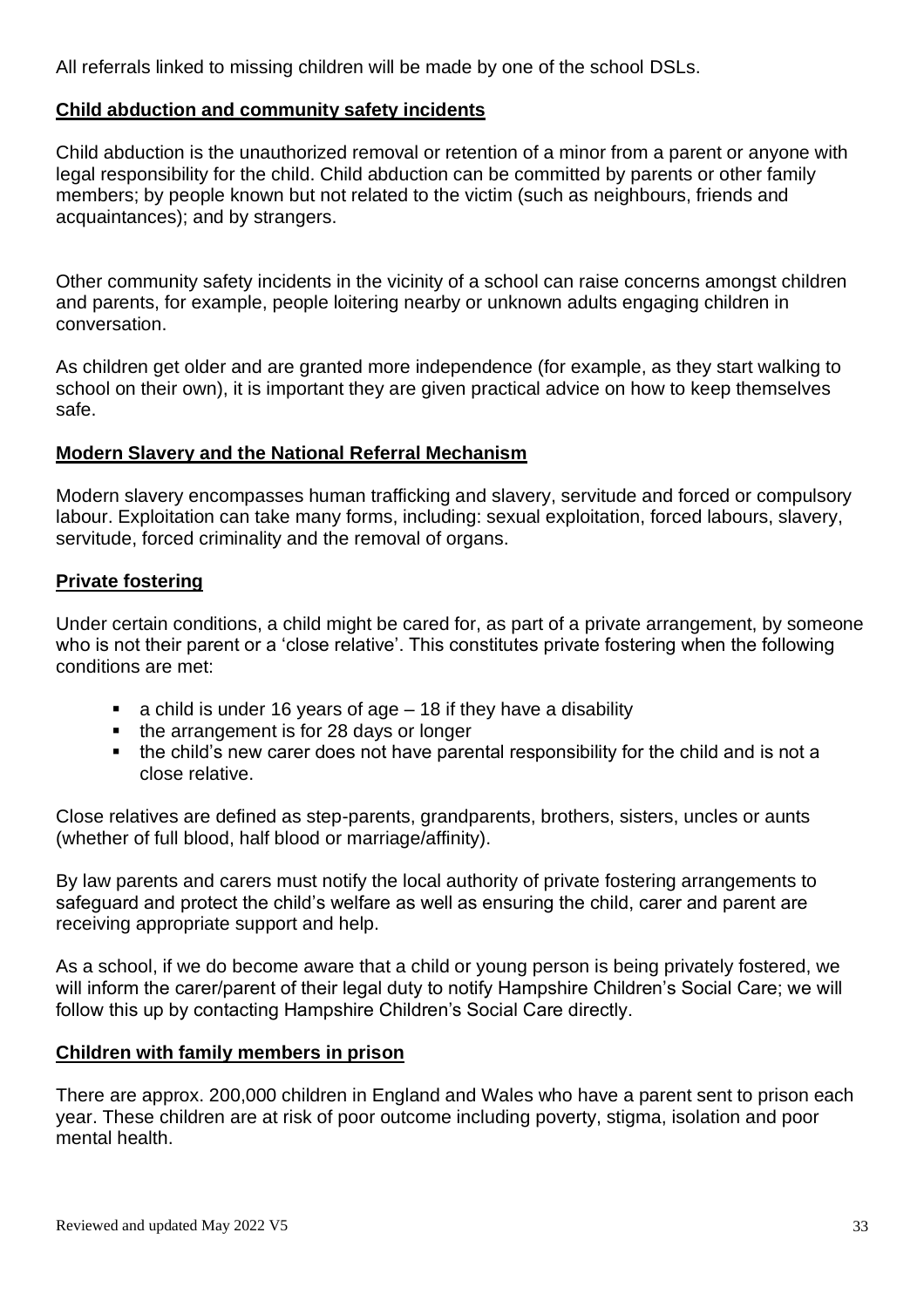All referrals linked to missing children will be made by one of the school DSLs.

**Child abduction and community safety incidents**

Child abduction is the unauthorized removal or retention of a minor from a parent or anyone with legal responsibility for the child. Child abduction can be committed by parents or other family members; by people known but not related to the victim (such as neighbours, friends and acquaintances); and by strangers.

Other community safety incidents in the vicinity of a school can raise concerns amongst children and parents, for example, people loitering nearby or unknown adults engaging children in conversation.

As children get older and are granted more independence (for example, as they start walking to school on their own), it is important they are given practical advice on how to keep themselves safe.

**Modern Slavery and the National Referral Mechanism**

Modern slavery encompasses human trafficking and slavery, servitude and forced or compulsory labour. Exploitation can take many forms, including: sexual exploitation, forced labours, slavery, servitude, forced criminality and the removal of organs.

**Private fostering**

Under certain conditions, a child might be cared for, as part of a private arrangement, by someone who is not their parent or a 'close relative'. This constitutes private fostering when the following conditions are met:

- a child is under 16 years of age – 18 if they have a disability
- the arrangement is for 28 days or longer
- the child's new carer does not have parental responsibility for the child and is not a close relative.

Close relatives are defined as step-parents, grandparents, brothers, sisters, uncles or aunts (whether of full blood, half blood or marriage/affinity).

By law parents and carers must notify the local authority of private fostering arrangements to safeguard and protect the child's welfare as well as ensuring the child, carer and parent are receiving appropriate support and help.

As a school, if we do become aware that a child or young person is being privately fostered, we will inform the carer/parent of their legal duty to notify Hampshire Children's Social Care; we will follow this up by contacting Hampshire Children's Social Care directly.

**Children with family members in prison**

There are approx. 200,000 children in England and Wales who have a parent sent to prison each year. These children are at risk of poor outcome including poverty, stigma, isolation and poor mental health.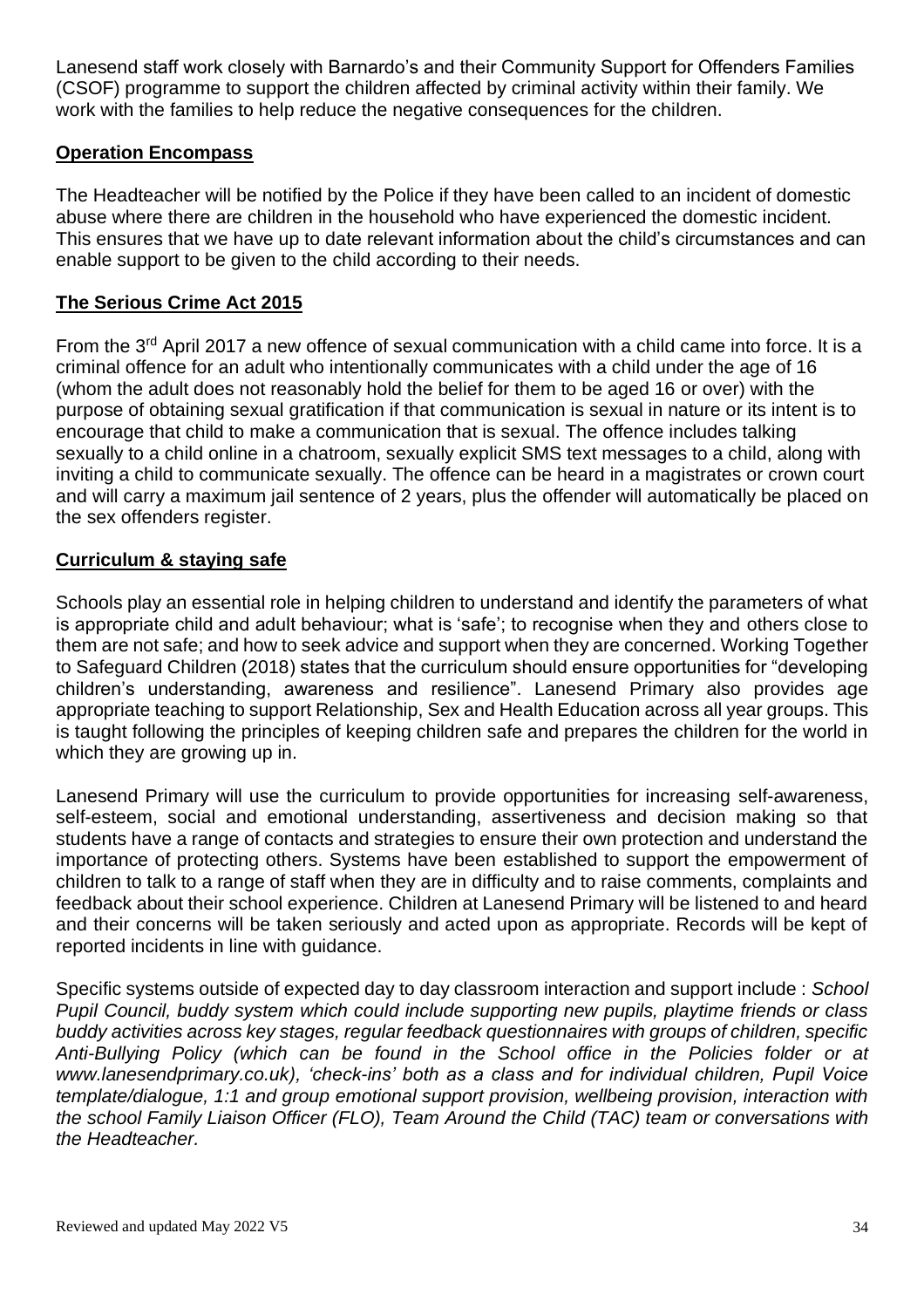Lanesend staff work closely with Barnardo's and their Community Support for Offenders Families (CSOF) programme to support the children affected by criminal activity within their family. We work with the families to help reduce the negative consequences for the children.

## **Operation Encompass**

The Headteacher will be notified by the Police if they have been called to an incident of domestic abuse where there are children in the household who have experienced the domestic incident. This ensures that we have up to date relevant information about the child's circumstances and can enable support to be given to the child according to their needs.

## **The Serious Crime Act 2015**

From the 3rd April 2017 a new offence of sexual communication with a child came into force. It is a criminal offence for an adult who intentionally communicates with a child under the age of 16 (whom the adult does not reasonably hold the belief for them to be aged 16 or over) with the purpose of obtaining sexual gratification if that communication is sexual in nature or its intent is to encourage that child to make a communication that is sexual. The offence includes talking sexually to a child online in a chatroom, sexually explicit SMS text messages to a child, along with inviting a child to communicate sexually. The offence can be heard in a magistrates or crown court and will carry a maximum jail sentence of 2 years, plus the offender will automatically be placed on the sex offenders register.

## **Curriculum & staying safe**

Schools play an essential role in helping children to understand and identify the parameters of what is appropriate child and adult behaviour; what is 'safe'; to recognise when they and others close to them are not safe; and how to seek advice and support when they are concerned. Working Together to Safeguard Children (2018) states that the curriculum should ensure opportunities for "developing children's understanding, awareness and resilience". Lanesend Primary also provides age appropriate teaching to support Relationship, Sex and Health Education across all year groups. This is taught following the principles of keeping children safe and prepares the children for the world in which they are growing up in.

Lanesend Primary will use the curriculum to provide opportunities for increasing self-awareness, self-esteem, social and emotional understanding, assertiveness and decision making so that students have a range of contacts and strategies to ensure their own protection and understand the importance of protecting others. Systems have been established to support the empowerment of children to talk to a range of staff when they are in difficulty and to raise comments, complaints and feedback about their school experience. Children at Lanesend Primary will be listened to and heard and their concerns will be taken seriously and acted upon as appropriate. Records will be kept of reported incidents in line with guidance.

Specific systems outside of expected day to day classroom interaction and support include : *School Pupil Council, buddy system which could include supporting new pupils, playtime friends or class buddy activities across key stages, regular feedback questionnaires with groups of children, specific Anti-Bullying Policy (which can be found in the School office in the Policies folder or at www.lanesendprimary.co.uk), 'check-ins' both as a class and for individual children, Pupil Voice template/dialogue, 1:1 and group emotional support provision, wellbeing provision, interaction with the school Family Liaison Officer (FLO), Team Around the Child (TAC) team or conversations with the Headteacher.*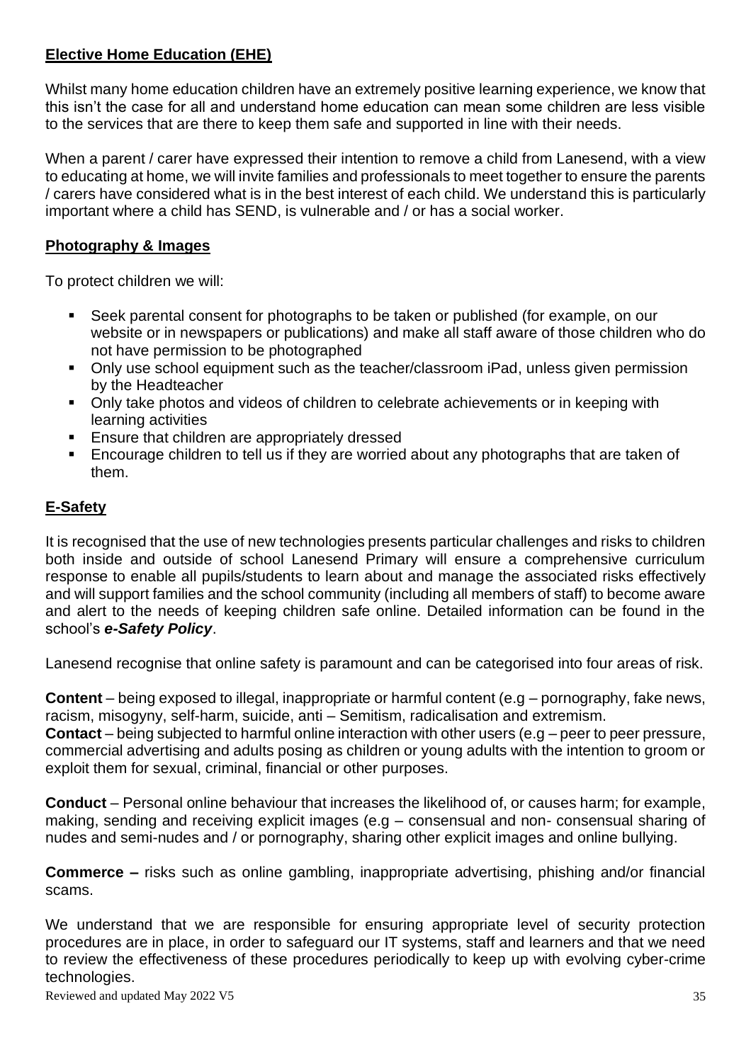## Elective Home Education (EHE)

Whilst many home education children have an extremely positive learning experience, we know that this isn't the case for all and understand home education can mean some children are less visible to the services that are there to keep them safe and supported in line with their needs.

When a parent / carer have expressed their intention to remove a child from Lanesend, with a view to educating at home, we will invite families and professionals to meet together to ensure the parents / carers have considered what is in the best interest of each child. We understand this is particularly important where a child has SEND, is vulnerable and / or has a social worker.

## Photography & Images

To protect children we will:

- Seek parental consent for photographs to be taken or published (for example, on our website or in newspapers or publications) and make all staff aware of those children who do not have permission to be photographed
- Only use school equipment such as the teacher/classroom iPad, unless given permission by the Headteacher
- Only take photos and videos of children to celebrate achievements or in keeping with learning activities
- Ensure that children are appropriately dressed
- Encourage children to tell us if they are worried about any photographs that are taken of them.

## E-Safety

It is recognised that the use of new technologies presents particular challenges and risks to children both inside and outside of school Lanesend Primary will ensure a comprehensive curriculum response to enable all pupils/students to learn about and manage the associated risks effectively and will support families and the school community (including all members of staff) to become aware and alert to the needs of keeping children safe online. Detailed information can be found in the school's ***e-Safety Policy***.

Lanesend recognise that online safety is paramount and can be categorised into four areas of risk.

**Content** – being exposed to illegal, inappropriate or harmful content (e.g – pornography, fake news, racism, misogyny, self-harm, suicide, anti – Semitism, radicalisation and extremism.
**Contact** – being subjected to harmful online interaction with other users (e.g – peer to peer pressure, commercial advertising and adults posing as children or young adults with the intention to groom or exploit them for sexual, criminal, financial or other purposes.

**Conduct** – Personal online behaviour that increases the likelihood of, or causes harm; for example, making, sending and receiving explicit images (e.g – consensual and non- consensual sharing of nudes and semi-nudes and / or pornography, sharing other explicit images and online bullying.

**Commerce –** risks such as online gambling, inappropriate advertising, phishing and/or financial scams.

We understand that we are responsible for ensuring appropriate level of security protection procedures are in place, in order to safeguard our IT systems, staff and learners and that we need to review the effectiveness of these procedures periodically to keep up with evolving cyber-crime technologies.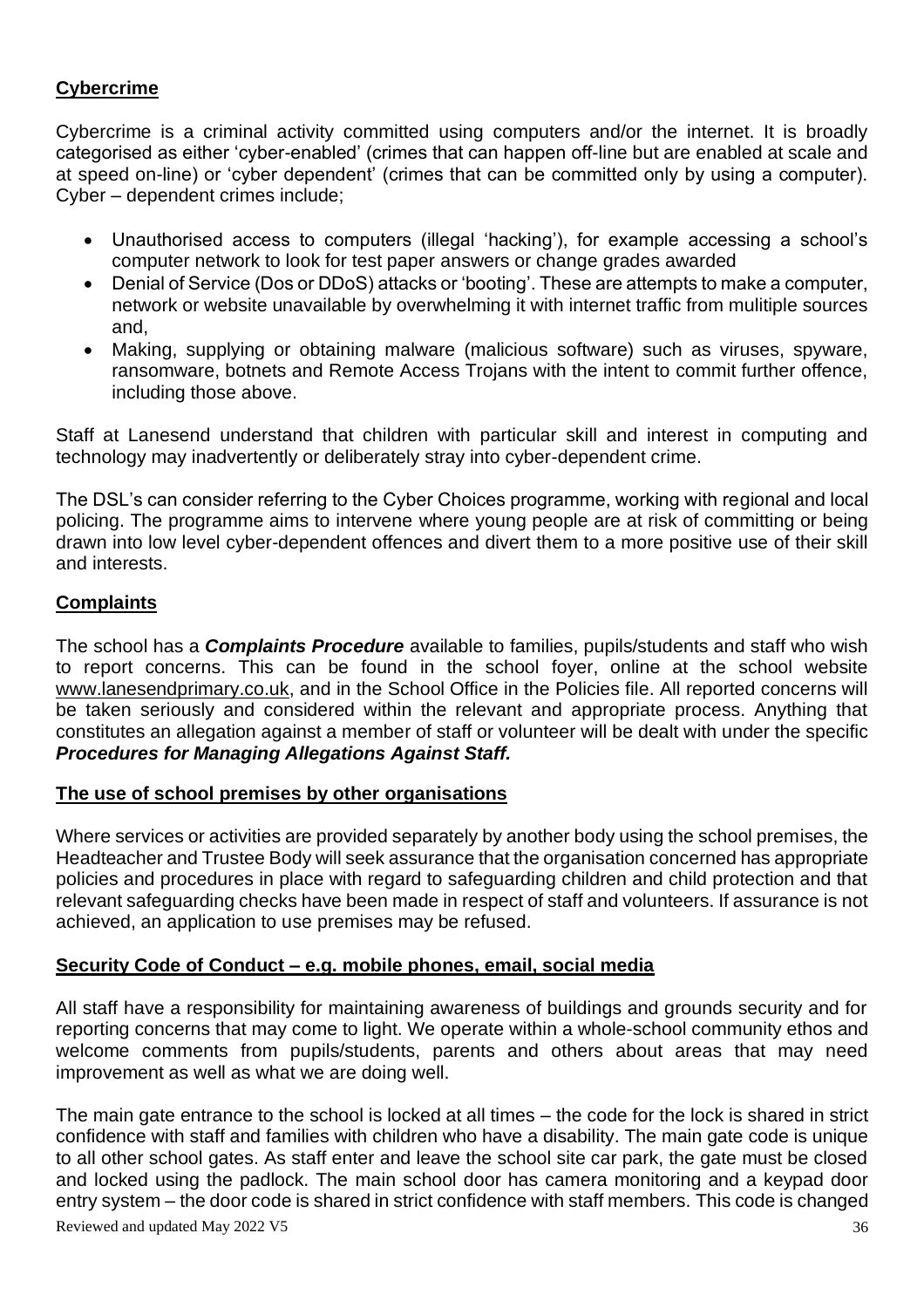## **Cybercrime**

Cybercrime is a criminal activity committed using computers and/or the internet. It is broadly categorised as either 'cyber-enabled' (crimes that can happen off-line but are enabled at scale and at speed on-line) or 'cyber dependent' (crimes that can be committed only by using a computer). Cyber – dependent crimes include;

- Unauthorised access to computers (illegal 'hacking'), for example accessing a school's computer network to look for test paper answers or change grades awarded
- Denial of Service (Dos or DDoS) attacks or 'booting'. These are attempts to make a computer, network or website unavailable by overwhelming it with internet traffic from mulitiple sources and,
- Making, supplying or obtaining malware (malicious software) such as viruses, spyware, ransomware, botnets and Remote Access Trojans with the intent to commit further offence, including those above.

Staff at Lanesend understand that children with particular skill and interest in computing and technology may inadvertently or deliberately stray into cyber-dependent crime.

The DSL's can consider referring to the Cyber Choices programme, working with regional and local policing. The programme aims to intervene where young people are at risk of committing or being drawn into low level cyber-dependent offences and divert them to a more positive use of their skill and interests.

## **Complaints**

The school has a ***Complaints Procedure*** available to families, pupils/students and staff who wish to report concerns. This can be found in the school foyer, online at the school website www.lanesendprimary.co.uk, and in the School Office in the Policies file. All reported concerns will be taken seriously and considered within the relevant and appropriate process. Anything that constitutes an allegation against a member of staff or volunteer will be dealt with under the specific ***Procedures for Managing Allegations Against Staff.***

## **The use of school premises by other organisations**

Where services or activities are provided separately by another body using the school premises, the Headteacher and Trustee Body will seek assurance that the organisation concerned has appropriate policies and procedures in place with regard to safeguarding children and child protection and that relevant safeguarding checks have been made in respect of staff and volunteers. If assurance is not achieved, an application to use premises may be refused.

## **Security Code of Conduct – e.g. mobile phones, email, social media**

All staff have a responsibility for maintaining awareness of buildings and grounds security and for reporting concerns that may come to light. We operate within a whole-school community ethos and welcome comments from pupils/students, parents and others about areas that may need improvement as well as what we are doing well.

The main gate entrance to the school is locked at all times – the code for the lock is shared in strict confidence with staff and families with children who have a disability. The main gate code is unique to all other school gates. As staff enter and leave the school site car park, the gate must be closed and locked using the padlock. The main school door has camera monitoring and a keypad door entry system – the door code is shared in strict confidence with staff members. This code is changed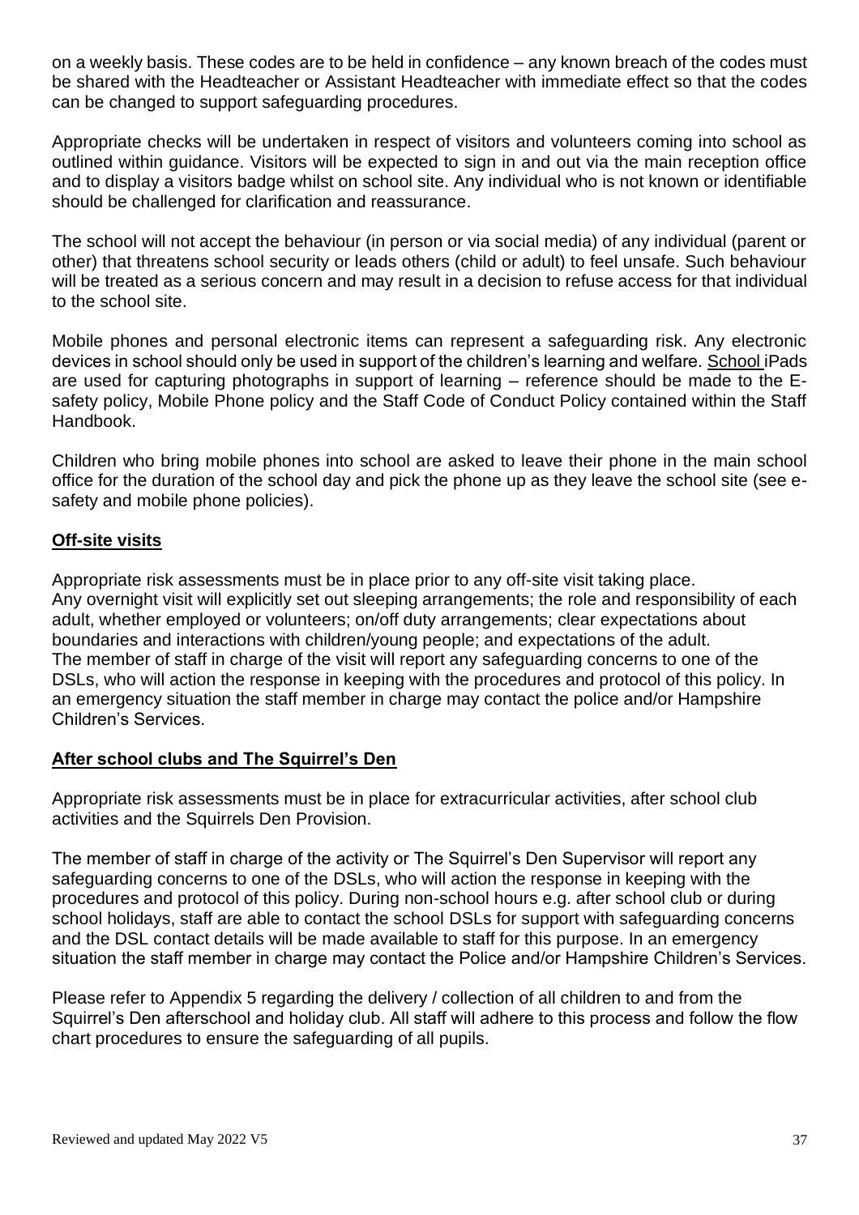on a weekly basis. These codes are to be held in confidence – any known breach of the codes must be shared with the Headteacher or Assistant Headteacher with immediate effect so that the codes can be changed to support safeguarding procedures.

Appropriate checks will be undertaken in respect of visitors and volunteers coming into school as outlined within guidance. Visitors will be expected to sign in and out via the main reception office and to display a visitors badge whilst on school site. Any individual who is not known or identifiable should be challenged for clarification and reassurance.

The school will not accept the behaviour (in person or via social media) of any individual (parent or other) that threatens school security or leads others (child or adult) to feel unsafe. Such behaviour will be treated as a serious concern and may result in a decision to refuse access for that individual to the school site.

Mobile phones and personal electronic items can represent a safeguarding risk. Any electronic devices in school should only be used in support of the children's learning and welfare. School iPads are used for capturing photographs in support of learning – reference should be made to the E-safety policy, Mobile Phone policy and the Staff Code of Conduct Policy contained within the Staff Handbook.

Children who bring mobile phones into school are asked to leave their phone in the main school office for the duration of the school day and pick the phone up as they leave the school site (see e-safety and mobile phone policies).

## Off-site visits

Appropriate risk assessments must be in place prior to any off-site visit taking place.
Any overnight visit will explicitly set out sleeping arrangements; the role and responsibility of each adult, whether employed or volunteers; on/off duty arrangements; clear expectations about boundaries and interactions with children/young people; and expectations of the adult.
The member of staff in charge of the visit will report any safeguarding concerns to one of the DSLs, who will action the response in keeping with the procedures and protocol of this policy. In an emergency situation the staff member in charge may contact the police and/or Hampshire Children's Services.

## After school clubs and The Squirrel's Den

Appropriate risk assessments must be in place for extracurricular activities, after school club activities and the Squirrels Den Provision.

The member of staff in charge of the activity or The Squirrel's Den Supervisor will report any safeguarding concerns to one of the DSLs, who will action the response in keeping with the procedures and protocol of this policy. During non-school hours e.g. after school club or during school holidays, staff are able to contact the school DSLs for support with safeguarding concerns and the DSL contact details will be made available to staff for this purpose. In an emergency situation the staff member in charge may contact the Police and/or Hampshire Children's Services.

Please refer to Appendix 5 regarding the delivery / collection of all children to and from the Squirrel's Den afterschool and holiday club. All staff will adhere to this process and follow the flow chart procedures to ensure the safeguarding of all pupils.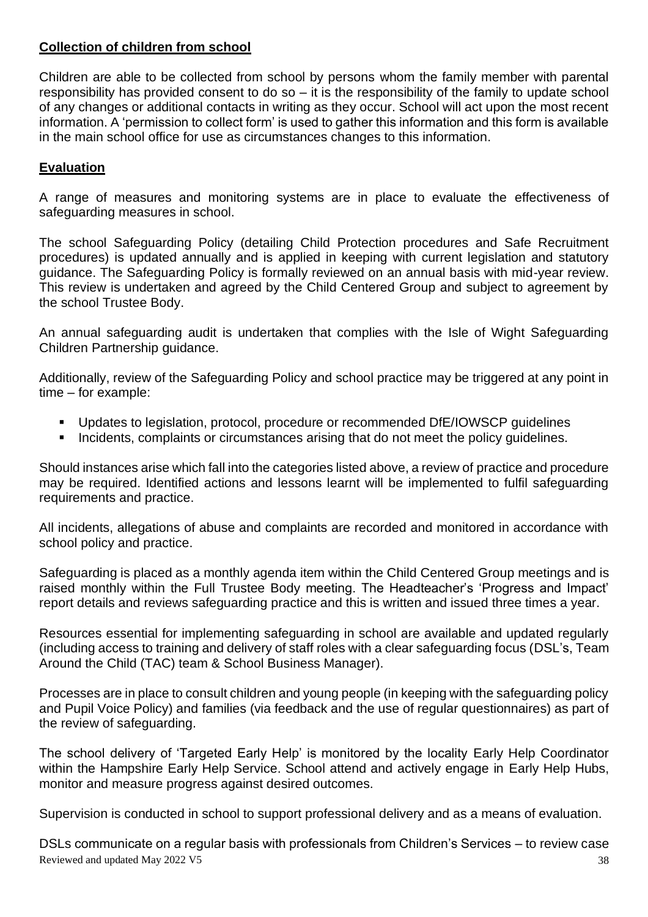## Collection of children from school

Children are able to be collected from school by persons whom the family member with parental responsibility has provided consent to do so – it is the responsibility of the family to update school of any changes or additional contacts in writing as they occur. School will act upon the most recent information. A 'permission to collect form' is used to gather this information and this form is available in the main school office for use as circumstances changes to this information.

## Evaluation

A range of measures and monitoring systems are in place to evaluate the effectiveness of safeguarding measures in school.

The school Safeguarding Policy (detailing Child Protection procedures and Safe Recruitment procedures) is updated annually and is applied in keeping with current legislation and statutory guidance. The Safeguarding Policy is formally reviewed on an annual basis with mid-year review. This review is undertaken and agreed by the Child Centered Group and subject to agreement by the school Trustee Body.

An annual safeguarding audit is undertaken that complies with the Isle of Wight Safeguarding Children Partnership guidance.

Additionally, review of the Safeguarding Policy and school practice may be triggered at any point in time – for example:

- Updates to legislation, protocol, procedure or recommended DfE/IOWSCP guidelines
- Incidents, complaints or circumstances arising that do not meet the policy guidelines.

Should instances arise which fall into the categories listed above, a review of practice and procedure may be required. Identified actions and lessons learnt will be implemented to fulfil safeguarding requirements and practice.

All incidents, allegations of abuse and complaints are recorded and monitored in accordance with school policy and practice.

Safeguarding is placed as a monthly agenda item within the Child Centered Group meetings and is raised monthly within the Full Trustee Body meeting. The Headteacher's 'Progress and Impact' report details and reviews safeguarding practice and this is written and issued three times a year.

Resources essential for implementing safeguarding in school are available and updated regularly (including access to training and delivery of staff roles with a clear safeguarding focus (DSL's, Team Around the Child (TAC) team & School Business Manager).

Processes are in place to consult children and young people (in keeping with the safeguarding policy and Pupil Voice Policy) and families (via feedback and the use of regular questionnaires) as part of the review of safeguarding.

The school delivery of 'Targeted Early Help' is monitored by the locality Early Help Coordinator within the Hampshire Early Help Service. School attend and actively engage in Early Help Hubs, monitor and measure progress against desired outcomes.

Supervision is conducted in school to support professional delivery and as a means of evaluation.

DSLs communicate on a regular basis with professionals from Children's Services – to review case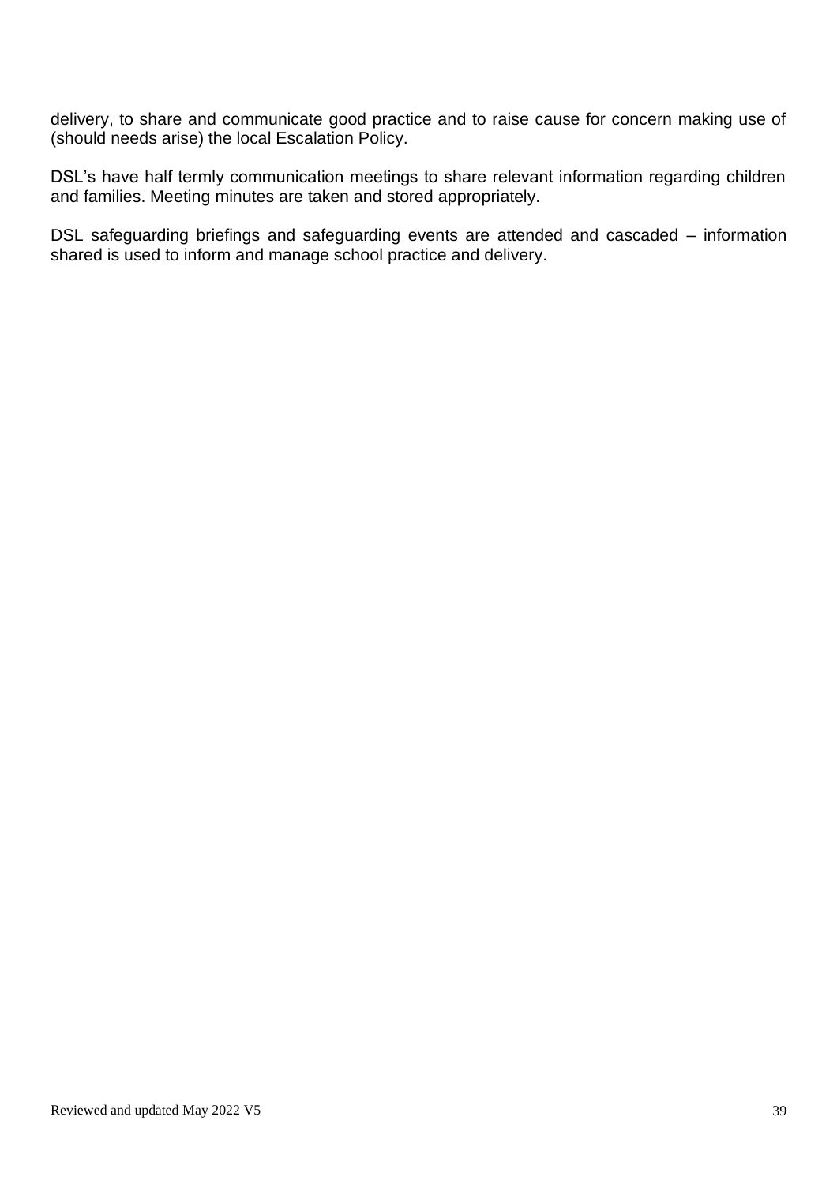delivery, to share and communicate good practice and to raise cause for concern making use of (should needs arise) the local Escalation Policy.

DSL's have half termly communication meetings to share relevant information regarding children and families. Meeting minutes are taken and stored appropriately.

DSL safeguarding briefings and safeguarding events are attended and cascaded – information shared is used to inform and manage school practice and delivery.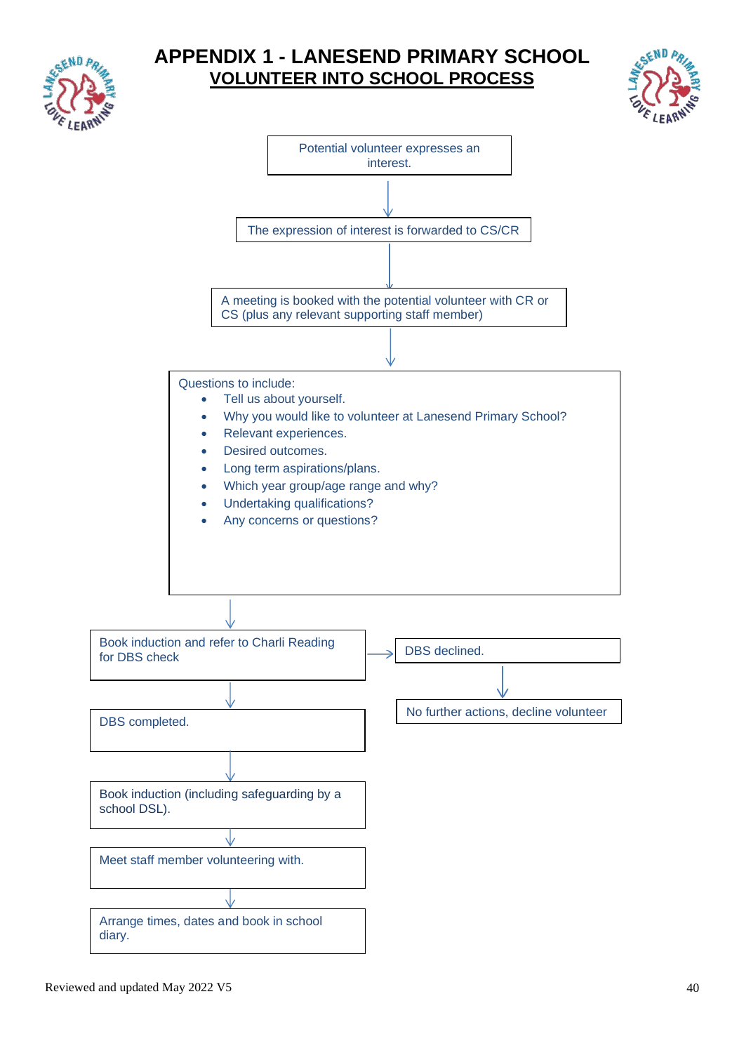# APPENDIX 1 - LANESEND PRIMARY SCHOOL

## VOLUNTEER INTO SCHOOL PROCESS

Potential volunteer expresses an interest.

↓

The expression of interest is forwarded to CS/CR

↓

A meeting is booked with the potential volunteer with CR or CS (plus any relevant supporting staff member)

↓

Questions to include:

- Tell us about yourself.
- Why you would like to volunteer at Lanesend Primary School?
- Relevant experiences.
- Desired outcomes.
- Long term aspirations/plans.
- Which year group/age range and why?
- Undertaking qualifications?
- Any concerns or questions?

↓

Book induction and refer to Charli Reading for DBS check → DBS declined. → No further actions, decline volunteer

↓

DBS completed.

↓

Book induction (including safeguarding by a school DSL).

↓

Meet staff member volunteering with.

↓

Arrange times, dates and book in school diary.

Reviewed and updated May 2022 V5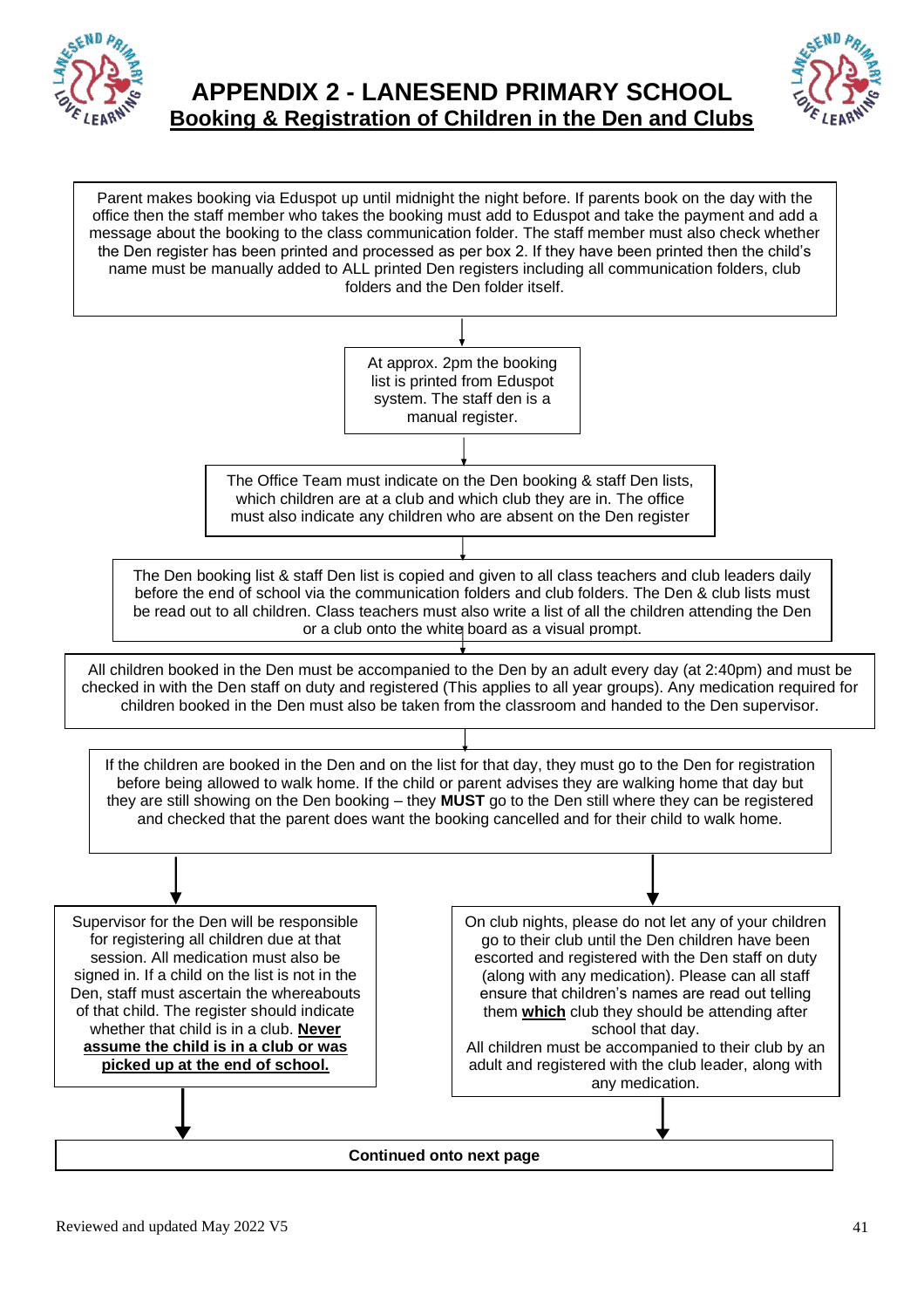# APPENDIX 2 - LANESEND PRIMARY SCHOOL

## Booking & Registration of Children in the Den and Clubs

Parent makes booking via Eduspot up until midnight the night before. If parents book on the day with the office then the staff member who takes the booking must add to Eduspot and take the payment and add a message about the booking to the class communication folder. The staff member must also check whether the Den register has been printed and processed as per box 2. If they have been printed then the child's name must be manually added to ALL printed Den registers including all communication folders, club folders and the Den folder itself.

↓

At approx. 2pm the booking list is printed from Eduspot system. The staff den is a manual register.

↓

The Office Team must indicate on the Den booking & staff Den lists, which children are at a club and which club they are in. The office must also indicate any children who are absent on the Den register

↓

The Den booking list & staff Den list is copied and given to all class teachers and club leaders daily before the end of school via the communication folders and club folders. The Den & club lists must be read out to all children. Class teachers must also write a list of all the children attending the Den or a club onto the white board as a visual prompt.

↓

All children booked in the Den must be accompanied to the Den by an adult every day (at 2:40pm) and must be checked in with the Den staff on duty and registered (This applies to all year groups). Any medication required for children booked in the Den must also be taken from the classroom and handed to the Den supervisor.

↓

If the children are booked in the Den and on the list for that day, they must go to the Den for registration before being allowed to walk home. If the child or parent advises they are walking home that day but they are still showing on the Den booking – they **MUST** go to the Den still where they can be registered and checked that the parent does want the booking cancelled and for their child to walk home.

↓

Supervisor for the Den will be responsible for registering all children due at that session. All medication must also be signed in. If a child on the list is not in the Den, staff must ascertain the whereabouts of that child. The register should indicate whether that child is in a club. **Never assume the child is in a club or was picked up at the end of school.**

On club nights, please do not let any of your children go to their club until the Den children have been escorted and registered with the Den staff on duty (along with any medication). Please can all staff ensure that children's names are read out telling them **which** club they should be attending after school that day.
All children must be accompanied to their club by an adult and registered with the club leader, along with any medication.

↓

**Continued onto next page**

Reviewed and updated May 2022 V5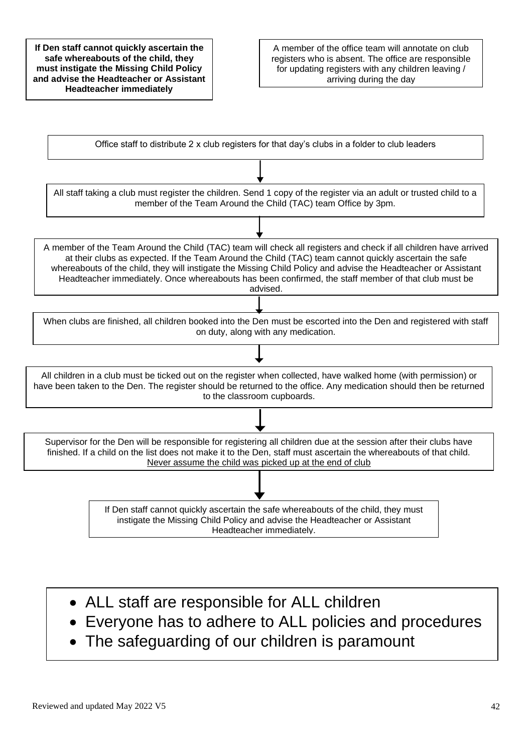**If Den staff cannot quickly ascertain the safe whereabouts of the child, they must instigate the Missing Child Policy and advise the Headteacher or Assistant Headteacher immediately**

A member of the office team will annotate on club registers who is absent. The office are responsible for updating registers with any children leaving / arriving during the day

Office staff to distribute 2 x club registers for that day's clubs in a folder to club leaders

↓

All staff taking a club must register the children. Send 1 copy of the register via an adult or trusted child to a member of the Team Around the Child (TAC) team Office by 3pm.

↓

A member of the Team Around the Child (TAC) team will check all registers and check if all children have arrived at their clubs as expected. If the Team Around the Child (TAC) team cannot quickly ascertain the safe whereabouts of the child, they will instigate the Missing Child Policy and advise the Headteacher or Assistant Headteacher immediately. Once whereabouts has been confirmed, the staff member of that club must be advised.

↓

When clubs are finished, all children booked into the Den must be escorted into the Den and registered with staff on duty, along with any medication.

↓

All children in a club must be ticked out on the register when collected, have walked home (with permission) or have been taken to the Den. The register should be returned to the office. Any medication should then be returned to the classroom cupboards.

↓

Supervisor for the Den will be responsible for registering all children due at the session after their clubs have finished. If a child on the list does not make it to the Den, staff must ascertain the whereabouts of that child. <u>Never assume the child was picked up at the end of club</u>

↓

If Den staff cannot quickly ascertain the safe whereabouts of the child, they must instigate the Missing Child Policy and advise the Headteacher or Assistant Headteacher immediately.

- ALL staff are responsible for ALL children
- Everyone has to adhere to ALL policies and procedures
- The safeguarding of our children is paramount

Reviewed and updated May 2022 V5